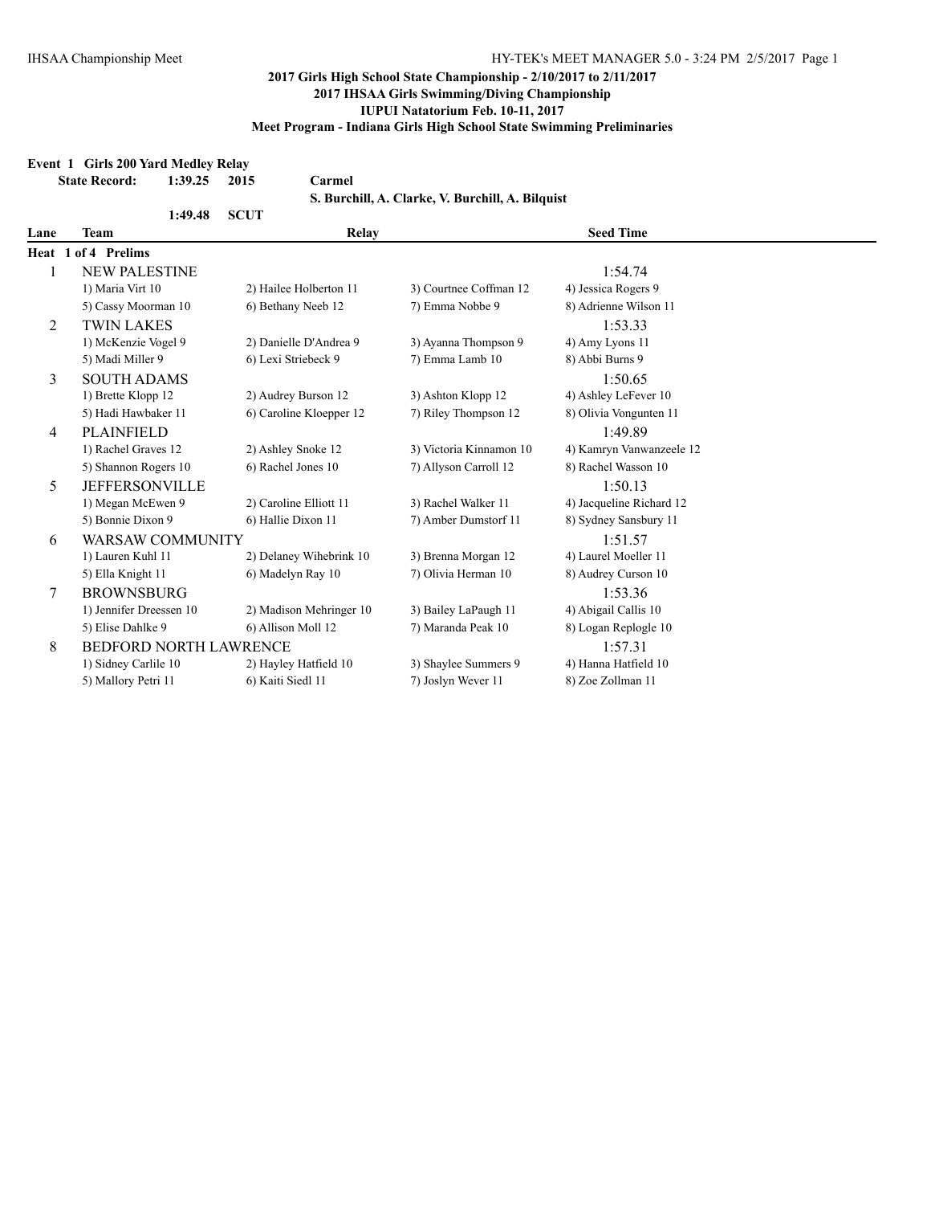## 2017 Girls High School State Championship - 2/10/2017 to 2/11/2017
## 2017 IHSAA Girls Swimming/Diving Championship
## IUPUI Natatorium Feb. 10-11, 2017
## Meet Program - Indiana Girls High School State Swimming Preliminaries

**Event 1 Girls 200 Yard Medley Relay**

**State Record: 1:39.25 2015 Carmel**
**S. Burchill, A. Clarke, V. Burchill, A. Bilquist**

**1:49.48 SCUT**

| Lane | Team | Relay | | Seed Time |
|---|---|---|---|---|
| **Heat 1 of 4 Prelims** | | | | |
| 1 | NEW PALESTINE | | | 1:54.74 |
| | 1) Maria Virt 10 | 2) Hailee Holberton 11 | 3) Courtnee Coffman 12 | 4) Jessica Rogers 9 |
| | 5) Cassy Moorman 10 | 6) Bethany Neeb 12 | 7) Emma Nobbe 9 | 8) Adrienne Wilson 11 |
| 2 | TWIN LAKES | | | 1:53.33 |
| | 1) McKenzie Vogel 9 | 2) Danielle D'Andrea 9 | 3) Ayanna Thompson 9 | 4) Amy Lyons 11 |
| | 5) Madi Miller 9 | 6) Lexi Striebeck 9 | 7) Emma Lamb 10 | 8) Abbi Burns 9 |
| 3 | SOUTH ADAMS | | | 1:50.65 |
| | 1) Brette Klopp 12 | 2) Audrey Burson 12 | 3) Ashton Klopp 12 | 4) Ashley LeFever 10 |
| | 5) Hadi Hawbaker 11 | 6) Caroline Kloepper 12 | 7) Riley Thompson 12 | 8) Olivia Vongunten 11 |
| 4 | PLAINFIELD | | | 1:49.89 |
| | 1) Rachel Graves 12 | 2) Ashley Snoke 12 | 3) Victoria Kinnamon 10 | 4) Kamryn Vanwanzeele 12 |
| | 5) Shannon Rogers 10 | 6) Rachel Jones 10 | 7) Allyson Carroll 12 | 8) Rachel Wasson 10 |
| 5 | JEFFERSONVILLE | | | 1:50.13 |
| | 1) Megan McEwen 9 | 2) Caroline Elliott 11 | 3) Rachel Walker 11 | 4) Jacqueline Richard 12 |
| | 5) Bonnie Dixon 9 | 6) Hallie Dixon 11 | 7) Amber Dumstorf 11 | 8) Sydney Sansbury 11 |
| 6 | WARSAW COMMUNITY | | | 1:51.57 |
| | 1) Lauren Kuhl 11 | 2) Delaney Wihebrink 10 | 3) Brenna Morgan 12 | 4) Laurel Moeller 11 |
| | 5) Ella Knight 11 | 6) Madelyn Ray 10 | 7) Olivia Herman 10 | 8) Audrey Curson 10 |
| 7 | BROWNSBURG | | | 1:53.36 |
| | 1) Jennifer Dreessen 10 | 2) Madison Mehringer 10 | 3) Bailey LaPaugh 11 | 4) Abigail Callis 10 |
| | 5) Elise Dahlke 9 | 6) Allison Moll 12 | 7) Maranda Peak 10 | 8) Logan Replogle 10 |
| 8 | BEDFORD NORTH LAWRENCE | | | 1:57.31 |
| | 1) Sidney Carlile 10 | 2) Hayley Hatfield 10 | 3) Shaylee Summers 9 | 4) Hanna Hatfield 10 |
| | 5) Mallory Petri 11 | 6) Kaiti Siedl 11 | 7) Joslyn Wever 11 | 8) Zoe Zollman 11 |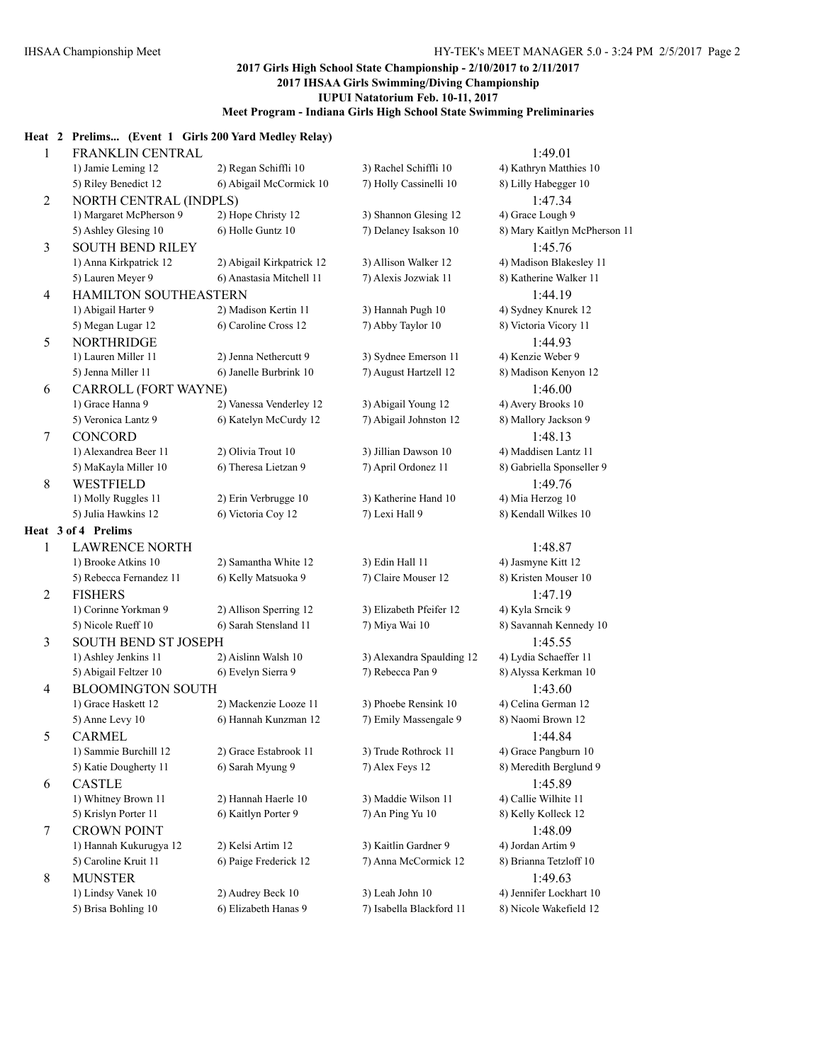## 2017 Girls High School State Championship - 2/10/2017 to 2/11/2017
## 2017 IHSAA Girls Swimming/Diving Championship
## IUPUI Natatorium Feb. 10-11, 2017
## Meet Program - Indiana Girls High School State Swimming Preliminaries

### Heat 2 Prelims... (Event 1 Girls 200 Yard Medley Relay)

| Lane | Team | | | Seed Time |
|---|---|---|---|---|
| 1 | FRANKLIN CENTRAL | | | 1:49.01 |
| | 1) Jamie Leming 12 | 2) Regan Schiffli 10 | 3) Rachel Schiffli 10 | 4) Kathryn Matthies 10 |
| | 5) Riley Benedict 12 | 6) Abigail McCormick 10 | 7) Holly Cassinelli 10 | 8) Lilly Habegger 10 |
| 2 | NORTH CENTRAL (INDPLS) | | | 1:47.34 |
| | 1) Margaret McPherson 9 | 2) Hope Christy 12 | 3) Shannon Glesing 12 | 4) Grace Lough 9 |
| | 5) Ashley Glesing 10 | 6) Holle Guntz 10 | 7) Delaney Isakson 10 | 8) Mary Kaitlyn McPherson 11 |
| 3 | SOUTH BEND RILEY | | | 1:45.76 |
| | 1) Anna Kirkpatrick 12 | 2) Abigail Kirkpatrick 12 | 3) Allison Walker 12 | 4) Madison Blakesley 11 |
| | 5) Lauren Meyer 9 | 6) Anastasia Mitchell 11 | 7) Alexis Jozwiak 11 | 8) Katherine Walker 11 |
| 4 | HAMILTON SOUTHEASTERN | | | 1:44.19 |
| | 1) Abigail Harter 9 | 2) Madison Kertin 11 | 3) Hannah Pugh 10 | 4) Sydney Knurek 12 |
| | 5) Megan Lugar 12 | 6) Caroline Cross 12 | 7) Abby Taylor 10 | 8) Victoria Vicory 11 |
| 5 | NORTHRIDGE | | | 1:44.93 |
| | 1) Lauren Miller 11 | 2) Jenna Nethercutt 9 | 3) Sydnee Emerson 11 | 4) Kenzie Weber 9 |
| | 5) Jenna Miller 11 | 6) Janelle Burbrink 10 | 7) August Hartzell 12 | 8) Madison Kenyon 12 |
| 6 | CARROLL (FORT WAYNE) | | | 1:46.00 |
| | 1) Grace Hanna 9 | 2) Vanessa Venderley 12 | 3) Abigail Young 12 | 4) Avery Brooks 10 |
| | 5) Veronica Lantz 9 | 6) Katelyn McCurdy 12 | 7) Abigail Johnston 12 | 8) Mallory Jackson 9 |
| 7 | CONCORD | | | 1:48.13 |
| | 1) Alexandrea Beer 11 | 2) Olivia Trout 10 | 3) Jillian Dawson 10 | 4) Maddisen Lantz 11 |
| | 5) MaKayla Miller 10 | 6) Theresa Lietzan 9 | 7) April Ordonez 11 | 8) Gabriella Sponseller 9 |
| 8 | WESTFIELD | | | 1:49.76 |
| | 1) Molly Ruggles 11 | 2) Erin Verbrugge 10 | 3) Katherine Hand 10 | 4) Mia Herzog 10 |
| | 5) Julia Hawkins 12 | 6) Victoria Coy 12 | 7) Lexi Hall 9 | 8) Kendall Wilkes 10 |

### Heat 3 of 4 Prelims

| Lane | Team | | | Seed Time |
|---|---|---|---|---|
| 1 | LAWRENCE NORTH | | | 1:48.87 |
| | 1) Brooke Atkins 10 | 2) Samantha White 12 | 3) Edin Hall 11 | 4) Jasmyne Kitt 12 |
| | 5) Rebecca Fernandez 11 | 6) Kelly Matsuoka 9 | 7) Claire Mouser 12 | 8) Kristen Mouser 10 |
| 2 | FISHERS | | | 1:47.19 |
| | 1) Corinne Yorkman 9 | 2) Allison Sperring 12 | 3) Elizabeth Pfeifer 12 | 4) Kyla Srncik 9 |
| | 5) Nicole Rueff 10 | 6) Sarah Stensland 11 | 7) Miya Wai 10 | 8) Savannah Kennedy 10 |
| 3 | SOUTH BEND ST JOSEPH | | | 1:45.55 |
| | 1) Ashley Jenkins 11 | 2) Aislinn Walsh 10 | 3) Alexandra Spaulding 12 | 4) Lydia Schaeffer 11 |
| | 5) Abigail Feltzer 10 | 6) Evelyn Sierra 9 | 7) Rebecca Pan 9 | 8) Alyssa Kerkman 10 |
| 4 | BLOOMINGTON SOUTH | | | 1:43.60 |
| | 1) Grace Haskett 12 | 2) Mackenzie Looze 11 | 3) Phoebe Rensink 10 | 4) Celina German 12 |
| | 5) Anne Levy 10 | 6) Hannah Kunzman 12 | 7) Emily Massengale 9 | 8) Naomi Brown 12 |
| 5 | CARMEL | | | 1:44.84 |
| | 1) Sammie Burchill 12 | 2) Grace Estabrook 11 | 3) Trude Rothrock 11 | 4) Grace Pangburn 10 |
| | 5) Katie Dougherty 11 | 6) Sarah Myung 9 | 7) Alex Feys 12 | 8) Meredith Berglund 9 |
| 6 | CASTLE | | | 1:45.89 |
| | 1) Whitney Brown 11 | 2) Hannah Haerle 10 | 3) Maddie Wilson 11 | 4) Callie Wilhite 11 |
| | 5) Krislyn Porter 11 | 6) Kaitlyn Porter 9 | 7) An Ping Yu 10 | 8) Kelly Kolleck 12 |
| 7 | CROWN POINT | | | 1:48.09 |
| | 1) Hannah Kukurugya 12 | 2) Kelsi Artim 12 | 3) Kaitlin Gardner 9 | 4) Jordan Artim 9 |
| | 5) Caroline Kruit 11 | 6) Paige Frederick 12 | 7) Anna McCormick 12 | 8) Brianna Tetzloff 10 |
| 8 | MUNSTER | | | 1:49.63 |
| | 1) Lindsy Vanek 10 | 2) Audrey Beck 10 | 3) Leah John 10 | 4) Jennifer Lockhart 10 |
| | 5) Brisa Bohling 10 | 6) Elizabeth Hanas 9 | 7) Isabella Blackford 11 | 8) Nicole Wakefield 12 |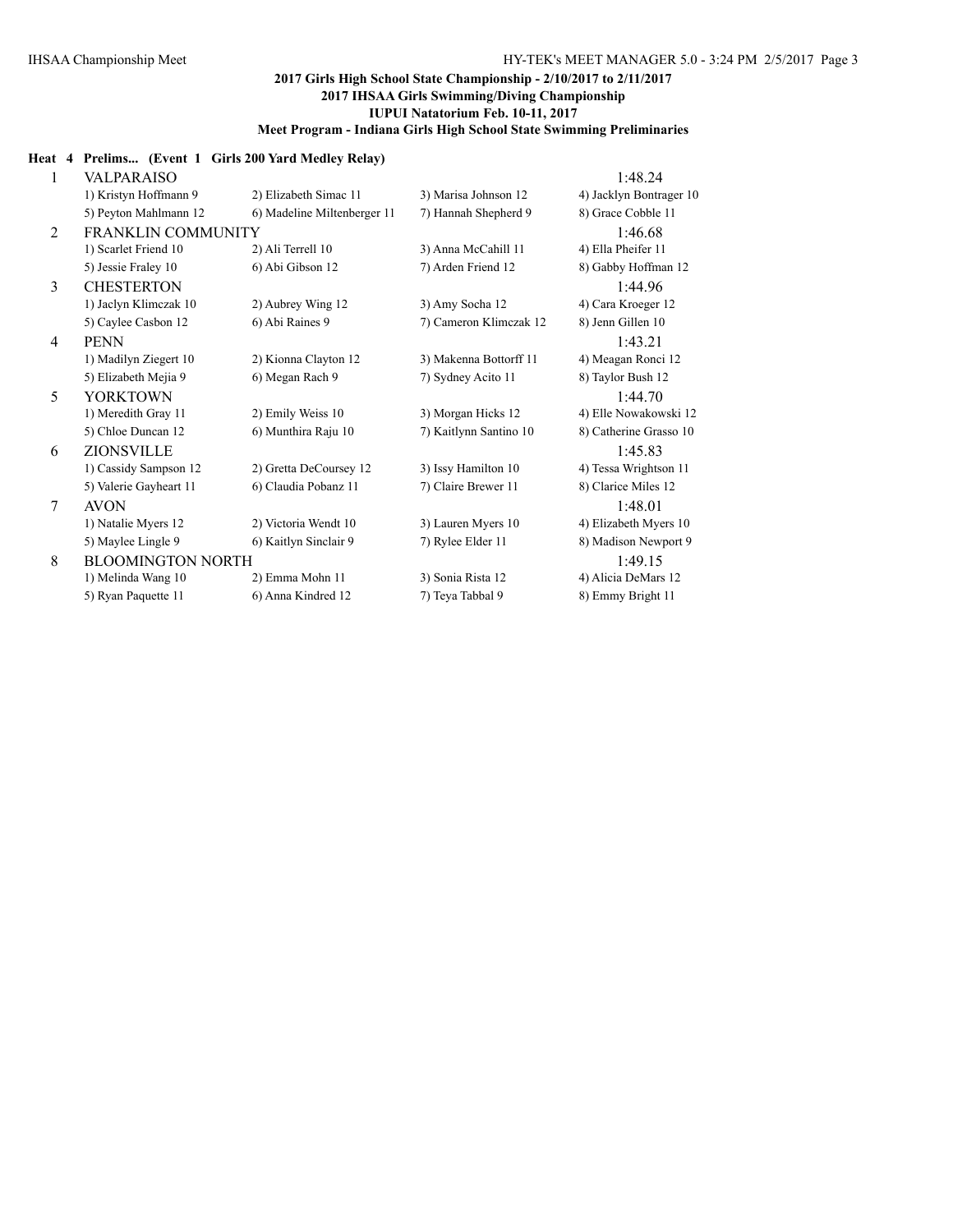**2017 Girls High School State Championship - 2/10/2017 to 2/11/2017**
**2017 IHSAA Girls Swimming/Diving Championship**
**IUPUI Natatorium Feb. 10-11, 2017**
**Meet Program - Indiana Girls High School State Swimming Preliminaries**

**Heat 4 Prelims... (Event 1 Girls 200 Yard Medley Relay)**

| Lane | Team | | | Seed Time |
|---|---|---|---|---|
| 1 | VALPARAISO | | | 1:48.24 |
| | 1) Kristyn Hoffmann 9 | 2) Elizabeth Simac 11 | 3) Marisa Johnson 12 | 4) Jacklyn Bontrager 10 |
| | 5) Peyton Mahlmann 12 | 6) Madeline Miltenberger 11 | 7) Hannah Shepherd 9 | 8) Grace Cobble 11 |
| 2 | FRANKLIN COMMUNITY | | | 1:46.68 |
| | 1) Scarlet Friend 10 | 2) Ali Terrell 10 | 3) Anna McCahill 11 | 4) Ella Pheifer 11 |
| | 5) Jessie Fraley 10 | 6) Abi Gibson 12 | 7) Arden Friend 12 | 8) Gabby Hoffman 12 |
| 3 | CHESTERTON | | | 1:44.96 |
| | 1) Jaclyn Klimczak 10 | 2) Aubrey Wing 12 | 3) Amy Socha 12 | 4) Cara Kroeger 12 |
| | 5) Caylee Casbon 12 | 6) Abi Raines 9 | 7) Cameron Klimczak 12 | 8) Jenn Gillen 10 |
| 4 | PENN | | | 1:43.21 |
| | 1) Madilyn Ziegert 10 | 2) Kionna Clayton 12 | 3) Makenna Bottorff 11 | 4) Meagan Ronci 12 |
| | 5) Elizabeth Mejia 9 | 6) Megan Rach 9 | 7) Sydney Acito 11 | 8) Taylor Bush 12 |
| 5 | YORKTOWN | | | 1:44.70 |
| | 1) Meredith Gray 11 | 2) Emily Weiss 10 | 3) Morgan Hicks 12 | 4) Elle Nowakowski 12 |
| | 5) Chloe Duncan 12 | 6) Munthira Raju 10 | 7) Kaitlynn Santino 10 | 8) Catherine Grasso 10 |
| 6 | ZIONSVILLE | | | 1:45.83 |
| | 1) Cassidy Sampson 12 | 2) Gretta DeCoursey 12 | 3) Issy Hamilton 10 | 4) Tessa Wrightson 11 |
| | 5) Valerie Gayheart 11 | 6) Claudia Pobanz 11 | 7) Claire Brewer 11 | 8) Clarice Miles 12 |
| 7 | AVON | | | 1:48.01 |
| | 1) Natalie Myers 12 | 2) Victoria Wendt 10 | 3) Lauren Myers 10 | 4) Elizabeth Myers 10 |
| | 5) Maylee Lingle 9 | 6) Kaitlyn Sinclair 9 | 7) Rylee Elder 11 | 8) Madison Newport 9 |
| 8 | BLOOMINGTON NORTH | | | 1:49.15 |
| | 1) Melinda Wang 10 | 2) Emma Mohn 11 | 3) Sonia Rista 12 | 4) Alicia DeMars 12 |
| | 5) Ryan Paquette 11 | 6) Anna Kindred 12 | 7) Teya Tabbal 9 | 8) Emmy Bright 11 |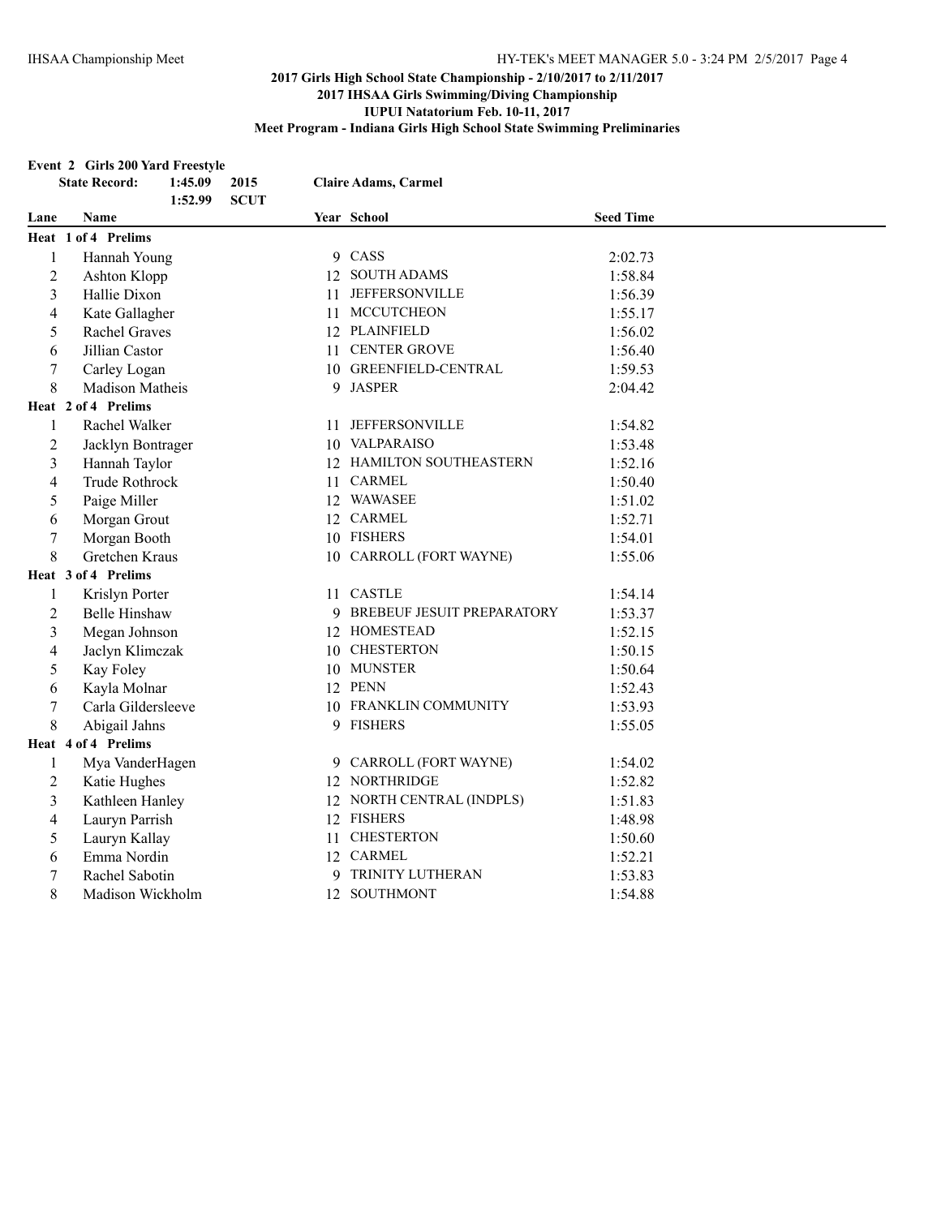## 2017 Girls High School State Championship - 2/10/2017 to 2/11/2017
## 2017 IHSAA Girls Swimming/Diving Championship
## IUPUI Natatorium Feb. 10-11, 2017
## Meet Program - Indiana Girls High School State Swimming Preliminaries

### Event 2 Girls 200 Yard Freestyle

| State Record: | 1:45.09 | 2015 | Claire Adams, Carmel |
|---|---|---|---|
| | 1:52.99 | SCUT | |

| Lane | Name | Year | School | Seed Time |
|---|---|---|---|---|
| **Heat 1 of 4 Prelims** | | | | |
| 1 | Hannah Young | 9 | CASS | 2:02.73 |
| 2 | Ashton Klopp | 12 | SOUTH ADAMS | 1:58.84 |
| 3 | Hallie Dixon | 11 | JEFFERSONVILLE | 1:56.39 |
| 4 | Kate Gallagher | 11 | MCCUTCHEON | 1:55.17 |
| 5 | Rachel Graves | 12 | PLAINFIELD | 1:56.02 |
| 6 | Jillian Castor | 11 | CENTER GROVE | 1:56.40 |
| 7 | Carley Logan | 10 | GREENFIELD-CENTRAL | 1:59.53 |
| 8 | Madison Matheis | 9 | JASPER | 2:04.42 |
| **Heat 2 of 4 Prelims** | | | | |
| 1 | Rachel Walker | 11 | JEFFERSONVILLE | 1:54.82 |
| 2 | Jacklyn Bontrager | 10 | VALPARAISO | 1:53.48 |
| 3 | Hannah Taylor | 12 | HAMILTON SOUTHEASTERN | 1:52.16 |
| 4 | Trude Rothrock | 11 | CARMEL | 1:50.40 |
| 5 | Paige Miller | 12 | WAWASEE | 1:51.02 |
| 6 | Morgan Grout | 12 | CARMEL | 1:52.71 |
| 7 | Morgan Booth | 10 | FISHERS | 1:54.01 |
| 8 | Gretchen Kraus | 10 | CARROLL (FORT WAYNE) | 1:55.06 |
| **Heat 3 of 4 Prelims** | | | | |
| 1 | Krislyn Porter | 11 | CASTLE | 1:54.14 |
| 2 | Belle Hinshaw | 9 | BREBEUF JESUIT PREPARATORY | 1:53.37 |
| 3 | Megan Johnson | 12 | HOMESTEAD | 1:52.15 |
| 4 | Jaclyn Klimczak | 10 | CHESTERTON | 1:50.15 |
| 5 | Kay Foley | 10 | MUNSTER | 1:50.64 |
| 6 | Kayla Molnar | 12 | PENN | 1:52.43 |
| 7 | Carla Gildersleeve | 10 | FRANKLIN COMMUNITY | 1:53.93 |
| 8 | Abigail Jahns | 9 | FISHERS | 1:55.05 |
| **Heat 4 of 4 Prelims** | | | | |
| 1 | Mya VanderHagen | 9 | CARROLL (FORT WAYNE) | 1:54.02 |
| 2 | Katie Hughes | 12 | NORTHRIDGE | 1:52.82 |
| 3 | Kathleen Hanley | 12 | NORTH CENTRAL (INDPLS) | 1:51.83 |
| 4 | Lauryn Parrish | 12 | FISHERS | 1:48.98 |
| 5 | Lauryn Kallay | 11 | CHESTERTON | 1:50.60 |
| 6 | Emma Nordin | 12 | CARMEL | 1:52.21 |
| 7 | Rachel Sabotin | 9 | TRINITY LUTHERAN | 1:53.83 |
| 8 | Madison Wickholm | 12 | SOUTHMONT | 1:54.88 |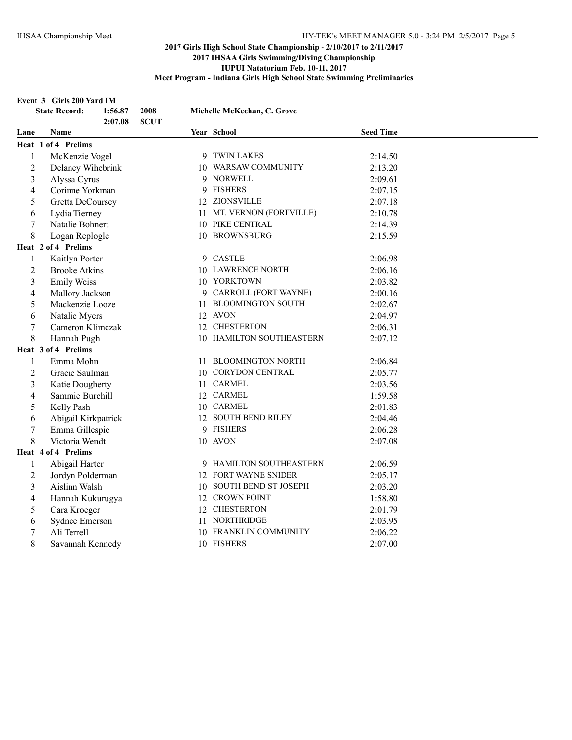**2017 Girls High School State Championship - 2/10/2017 to 2/11/2017**
**2017 IHSAA Girls Swimming/Diving Championship**
**IUPUI Natatorium Feb. 10-11, 2017**
**Meet Program - Indiana Girls High School State Swimming Preliminaries**

**Event 3 Girls 200 Yard IM**

| | | | |
|---|---|---|---|
| **State Record:** | 1:56.87 | 2008 | Michelle McKeehan, C. Grove |
| | 2:07.08 | SCUT | |

| Lane | Name | Year | School | Seed Time |
|---|---|---|---|---|
| **Heat 1 of 4 Prelims** | | | | |
| 1 | McKenzie Vogel | 9 | TWIN LAKES | 2:14.50 |
| 2 | Delaney Wihebrink | 10 | WARSAW COMMUNITY | 2:13.20 |
| 3 | Alyssa Cyrus | 9 | NORWELL | 2:09.61 |
| 4 | Corinne Yorkman | 9 | FISHERS | 2:07.15 |
| 5 | Gretta DeCoursey | 12 | ZIONSVILLE | 2:07.18 |
| 6 | Lydia Tierney | 11 | MT. VERNON (FORTVILLE) | 2:10.78 |
| 7 | Natalie Bohnert | 10 | PIKE CENTRAL | 2:14.39 |
| 8 | Logan Replogle | 10 | BROWNSBURG | 2:15.59 |
| **Heat 2 of 4 Prelims** | | | | |
| 1 | Kaitlyn Porter | 9 | CASTLE | 2:06.98 |
| 2 | Brooke Atkins | 10 | LAWRENCE NORTH | 2:06.16 |
| 3 | Emily Weiss | 10 | YORKTOWN | 2:03.82 |
| 4 | Mallory Jackson | 9 | CARROLL (FORT WAYNE) | 2:00.16 |
| 5 | Mackenzie Looze | 11 | BLOOMINGTON SOUTH | 2:02.67 |
| 6 | Natalie Myers | 12 | AVON | 2:04.97 |
| 7 | Cameron Klimczak | 12 | CHESTERTON | 2:06.31 |
| 8 | Hannah Pugh | 10 | HAMILTON SOUTHEASTERN | 2:07.12 |
| **Heat 3 of 4 Prelims** | | | | |
| 1 | Emma Mohn | 11 | BLOOMINGTON NORTH | 2:06.84 |
| 2 | Gracie Saulman | 10 | CORYDON CENTRAL | 2:05.77 |
| 3 | Katie Dougherty | 11 | CARMEL | 2:03.56 |
| 4 | Sammie Burchill | 12 | CARMEL | 1:59.58 |
| 5 | Kelly Pash | 10 | CARMEL | 2:01.83 |
| 6 | Abigail Kirkpatrick | 12 | SOUTH BEND RILEY | 2:04.46 |
| 7 | Emma Gillespie | 9 | FISHERS | 2:06.28 |
| 8 | Victoria Wendt | 10 | AVON | 2:07.08 |
| **Heat 4 of 4 Prelims** | | | | |
| 1 | Abigail Harter | 9 | HAMILTON SOUTHEASTERN | 2:06.59 |
| 2 | Jordyn Polderman | 12 | FORT WAYNE SNIDER | 2:05.17 |
| 3 | Aislinn Walsh | 10 | SOUTH BEND ST JOSEPH | 2:03.20 |
| 4 | Hannah Kukurugya | 12 | CROWN POINT | 1:58.80 |
| 5 | Cara Kroeger | 12 | CHESTERTON | 2:01.79 |
| 6 | Sydnee Emerson | 11 | NORTHRIDGE | 2:03.95 |
| 7 | Ali Terrell | 10 | FRANKLIN COMMUNITY | 2:06.22 |
| 8 | Savannah Kennedy | 10 | FISHERS | 2:07.00 |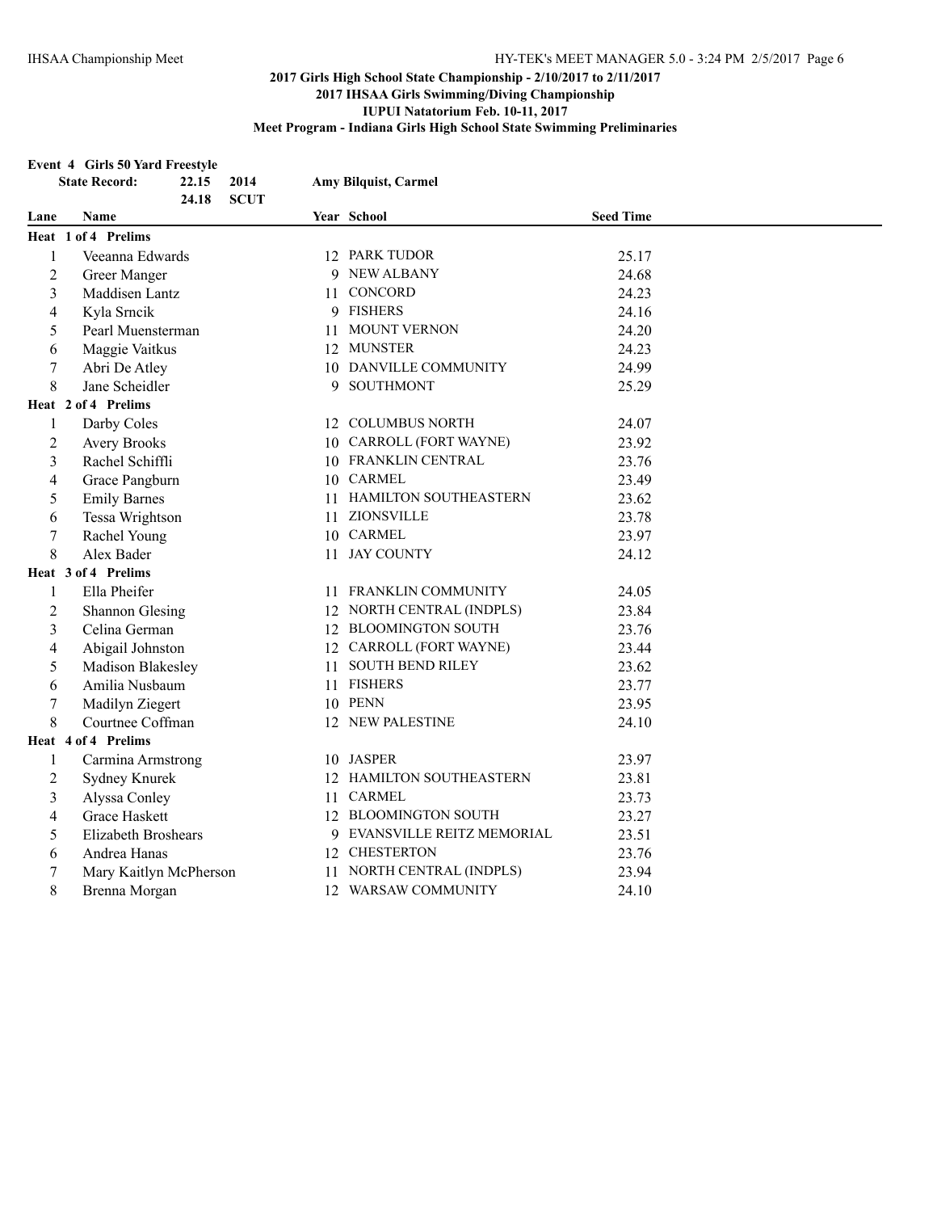## 2017 Girls High School State Championship - 2/10/2017 to 2/11/2017

### 2017 IHSAA Girls Swimming/Diving Championship

### IUPUI Natatorium Feb. 10-11, 2017

### Meet Program - Indiana Girls High School State Swimming Preliminaries

**Event 4 Girls 50 Yard Freestyle**

**State Record: 22.15 2014 Amy Bilquist, Carmel**

**24.18 SCUT**

| Lane | Name | Year | School | Seed Time |
|---|---|---|---|---|
| **Heat 1 of 4 Prelims** | | | | |
| 1 | Veeanna Edwards | 12 | PARK TUDOR | 25.17 |
| 2 | Greer Manger | 9 | NEW ALBANY | 24.68 |
| 3 | Maddisen Lantz | 11 | CONCORD | 24.23 |
| 4 | Kyla Srncik | 9 | FISHERS | 24.16 |
| 5 | Pearl Muensterman | 11 | MOUNT VERNON | 24.20 |
| 6 | Maggie Vaitkus | 12 | MUNSTER | 24.23 |
| 7 | Abri De Atley | 10 | DANVILLE COMMUNITY | 24.99 |
| 8 | Jane Scheidler | 9 | SOUTHMONT | 25.29 |
| **Heat 2 of 4 Prelims** | | | | |
| 1 | Darby Coles | 12 | COLUMBUS NORTH | 24.07 |
| 2 | Avery Brooks | 10 | CARROLL (FORT WAYNE) | 23.92 |
| 3 | Rachel Schiffli | 10 | FRANKLIN CENTRAL | 23.76 |
| 4 | Grace Pangburn | 10 | CARMEL | 23.49 |
| 5 | Emily Barnes | 11 | HAMILTON SOUTHEASTERN | 23.62 |
| 6 | Tessa Wrightson | 11 | ZIONSVILLE | 23.78 |
| 7 | Rachel Young | 10 | CARMEL | 23.97 |
| 8 | Alex Bader | 11 | JAY COUNTY | 24.12 |
| **Heat 3 of 4 Prelims** | | | | |
| 1 | Ella Pheifer | 11 | FRANKLIN COMMUNITY | 24.05 |
| 2 | Shannon Glesing | 12 | NORTH CENTRAL (INDPLS) | 23.84 |
| 3 | Celina German | 12 | BLOOMINGTON SOUTH | 23.76 |
| 4 | Abigail Johnston | 12 | CARROLL (FORT WAYNE) | 23.44 |
| 5 | Madison Blakesley | 11 | SOUTH BEND RILEY | 23.62 |
| 6 | Amilia Nusbaum | 11 | FISHERS | 23.77 |
| 7 | Madilyn Ziegert | 10 | PENN | 23.95 |
| 8 | Courtnee Coffman | 12 | NEW PALESTINE | 24.10 |
| **Heat 4 of 4 Prelims** | | | | |
| 1 | Carmina Armstrong | 10 | JASPER | 23.97 |
| 2 | Sydney Knurek | 12 | HAMILTON SOUTHEASTERN | 23.81 |
| 3 | Alyssa Conley | 11 | CARMEL | 23.73 |
| 4 | Grace Haskett | 12 | BLOOMINGTON SOUTH | 23.27 |
| 5 | Elizabeth Broshears | 9 | EVANSVILLE REITZ MEMORIAL | 23.51 |
| 6 | Andrea Hanas | 12 | CHESTERTON | 23.76 |
| 7 | Mary Kaitlyn McPherson | 11 | NORTH CENTRAL (INDPLS) | 23.94 |
| 8 | Brenna Morgan | 12 | WARSAW COMMUNITY | 24.10 |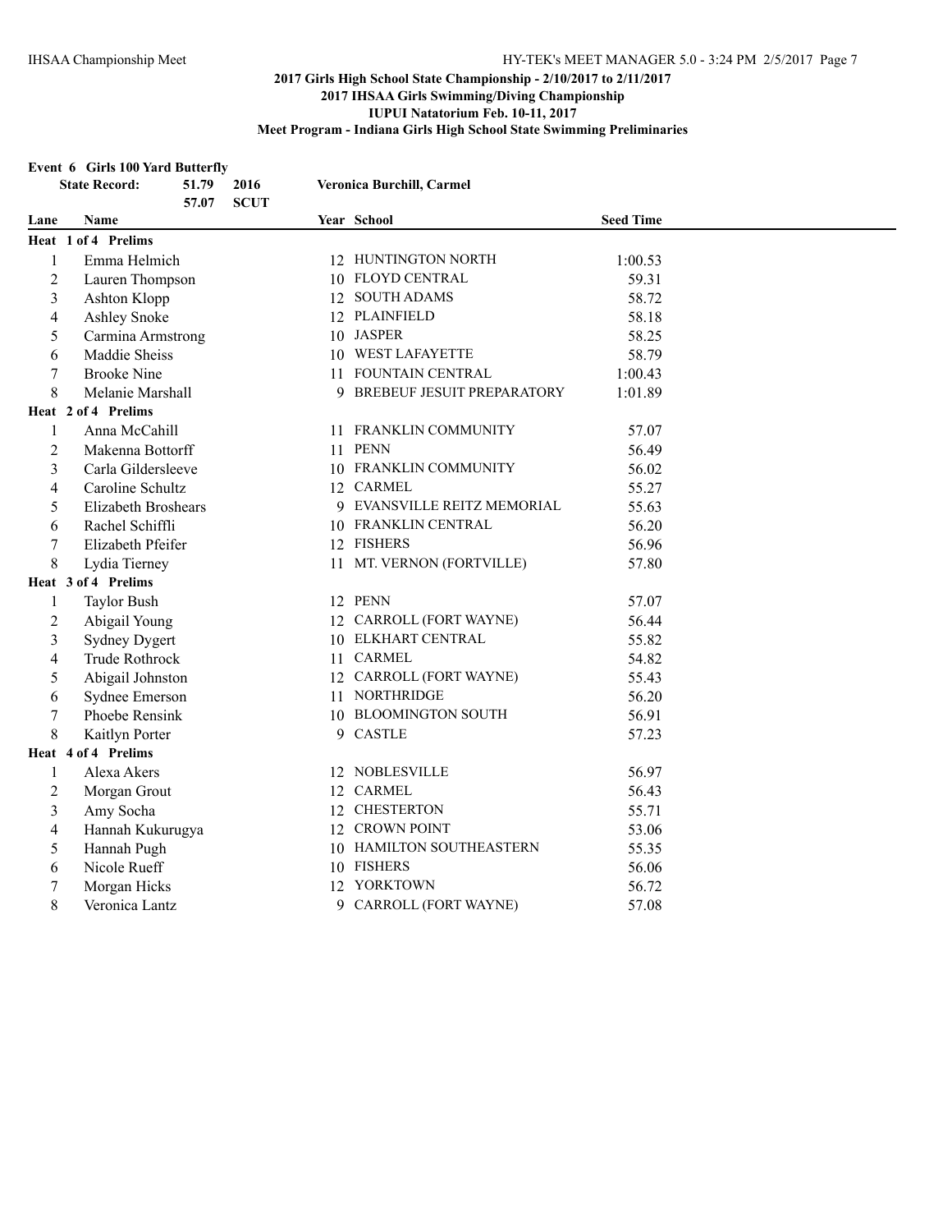**2017 Girls High School State Championship - 2/10/2017 to 2/11/2017**
**2017 IHSAA Girls Swimming/Diving Championship**
**IUPUI Natatorium Feb. 10-11, 2017**
**Meet Program - Indiana Girls High School State Swimming Preliminaries**

**Event 6 Girls 100 Yard Butterfly**

| State Record: | 51.79 | 2016 | Veronica Burchill, Carmel |
|---|---|---|---|
| | 57.07 | SCUT | |

| Lane | Name | Year | School | Seed Time |
|---|---|---|---|---|
| **Heat 1 of 4 Prelims** | | | | |
| 1 | Emma Helmich | 12 | HUNTINGTON NORTH | 1:00.53 |
| 2 | Lauren Thompson | 10 | FLOYD CENTRAL | 59.31 |
| 3 | Ashton Klopp | 12 | SOUTH ADAMS | 58.72 |
| 4 | Ashley Snoke | 12 | PLAINFIELD | 58.18 |
| 5 | Carmina Armstrong | 10 | JASPER | 58.25 |
| 6 | Maddie Sheiss | 10 | WEST LAFAYETTE | 58.79 |
| 7 | Brooke Nine | 11 | FOUNTAIN CENTRAL | 1:00.43 |
| 8 | Melanie Marshall | 9 | BREBEUF JESUIT PREPARATORY | 1:01.89 |
| **Heat 2 of 4 Prelims** | | | | |
| 1 | Anna McCahill | 11 | FRANKLIN COMMUNITY | 57.07 |
| 2 | Makenna Bottorff | 11 | PENN | 56.49 |
| 3 | Carla Gildersleeve | 10 | FRANKLIN COMMUNITY | 56.02 |
| 4 | Caroline Schultz | 12 | CARMEL | 55.27 |
| 5 | Elizabeth Broshears | 9 | EVANSVILLE REITZ MEMORIAL | 55.63 |
| 6 | Rachel Schiffli | 10 | FRANKLIN CENTRAL | 56.20 |
| 7 | Elizabeth Pfeifer | 12 | FISHERS | 56.96 |
| 8 | Lydia Tierney | 11 | MT. VERNON (FORTVILLE) | 57.80 |
| **Heat 3 of 4 Prelims** | | | | |
| 1 | Taylor Bush | 12 | PENN | 57.07 |
| 2 | Abigail Young | 12 | CARROLL (FORT WAYNE) | 56.44 |
| 3 | Sydney Dygert | 10 | ELKHART CENTRAL | 55.82 |
| 4 | Trude Rothrock | 11 | CARMEL | 54.82 |
| 5 | Abigail Johnston | 12 | CARROLL (FORT WAYNE) | 55.43 |
| 6 | Sydnee Emerson | 11 | NORTHRIDGE | 56.20 |
| 7 | Phoebe Rensink | 10 | BLOOMINGTON SOUTH | 56.91 |
| 8 | Kaitlyn Porter | 9 | CASTLE | 57.23 |
| **Heat 4 of 4 Prelims** | | | | |
| 1 | Alexa Akers | 12 | NOBLESVILLE | 56.97 |
| 2 | Morgan Grout | 12 | CARMEL | 56.43 |
| 3 | Amy Socha | 12 | CHESTERTON | 55.71 |
| 4 | Hannah Kukurugya | 12 | CROWN POINT | 53.06 |
| 5 | Hannah Pugh | 10 | HAMILTON SOUTHEASTERN | 55.35 |
| 6 | Nicole Rueff | 10 | FISHERS | 56.06 |
| 7 | Morgan Hicks | 12 | YORKTOWN | 56.72 |
| 8 | Veronica Lantz | 9 | CARROLL (FORT WAYNE) | 57.08 |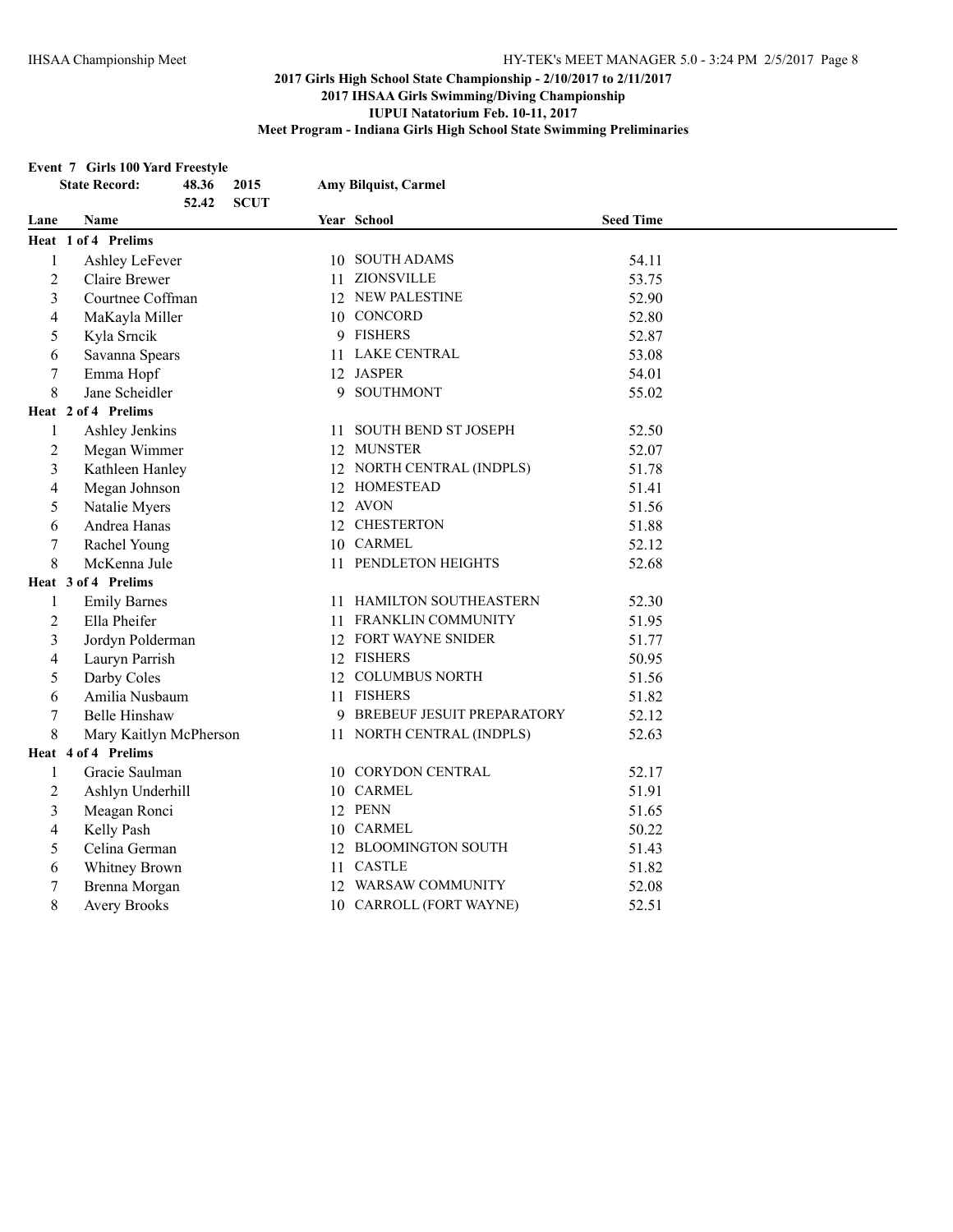**2017 Girls High School State Championship - 2/10/2017 to 2/11/2017**
**2017 IHSAA Girls Swimming/Diving Championship**
**IUPUI Natatorium Feb. 10-11, 2017**
**Meet Program - Indiana Girls High School State Swimming Preliminaries**

**Event 7 Girls 100 Yard Freestyle**

| State Record: | 48.36 | 2015 | Amy Bilquist, Carmel |
|---|---|---|---|
| | 52.42 | SCUT | |

| Lane | Name | Year | School | Seed Time |
|---|---|---|---|---|
| **Heat 1 of 4 Prelims** | | | | |
| 1 | Ashley LeFever | 10 | SOUTH ADAMS | 54.11 |
| 2 | Claire Brewer | 11 | ZIONSVILLE | 53.75 |
| 3 | Courtnee Coffman | 12 | NEW PALESTINE | 52.90 |
| 4 | MaKayla Miller | 10 | CONCORD | 52.80 |
| 5 | Kyla Srncik | 9 | FISHERS | 52.87 |
| 6 | Savanna Spears | 11 | LAKE CENTRAL | 53.08 |
| 7 | Emma Hopf | 12 | JASPER | 54.01 |
| 8 | Jane Scheidler | 9 | SOUTHMONT | 55.02 |
| **Heat 2 of 4 Prelims** | | | | |
| 1 | Ashley Jenkins | 11 | SOUTH BEND ST JOSEPH | 52.50 |
| 2 | Megan Wimmer | 12 | MUNSTER | 52.07 |
| 3 | Kathleen Hanley | 12 | NORTH CENTRAL (INDPLS) | 51.78 |
| 4 | Megan Johnson | 12 | HOMESTEAD | 51.41 |
| 5 | Natalie Myers | 12 | AVON | 51.56 |
| 6 | Andrea Hanas | 12 | CHESTERTON | 51.88 |
| 7 | Rachel Young | 10 | CARMEL | 52.12 |
| 8 | McKenna Jule | 11 | PENDLETON HEIGHTS | 52.68 |
| **Heat 3 of 4 Prelims** | | | | |
| 1 | Emily Barnes | 11 | HAMILTON SOUTHEASTERN | 52.30 |
| 2 | Ella Pheifer | 11 | FRANKLIN COMMUNITY | 51.95 |
| 3 | Jordyn Polderman | 12 | FORT WAYNE SNIDER | 51.77 |
| 4 | Lauryn Parrish | 12 | FISHERS | 50.95 |
| 5 | Darby Coles | 12 | COLUMBUS NORTH | 51.56 |
| 6 | Amilia Nusbaum | 11 | FISHERS | 51.82 |
| 7 | Belle Hinshaw | 9 | BREBEUF JESUIT PREPARATORY | 52.12 |
| 8 | Mary Kaitlyn McPherson | 11 | NORTH CENTRAL (INDPLS) | 52.63 |
| **Heat 4 of 4 Prelims** | | | | |
| 1 | Gracie Saulman | 10 | CORYDON CENTRAL | 52.17 |
| 2 | Ashlyn Underhill | 10 | CARMEL | 51.91 |
| 3 | Meagan Ronci | 12 | PENN | 51.65 |
| 4 | Kelly Pash | 10 | CARMEL | 50.22 |
| 5 | Celina German | 12 | BLOOMINGTON SOUTH | 51.43 |
| 6 | Whitney Brown | 11 | CASTLE | 51.82 |
| 7 | Brenna Morgan | 12 | WARSAW COMMUNITY | 52.08 |
| 8 | Avery Brooks | 10 | CARROLL (FORT WAYNE) | 52.51 |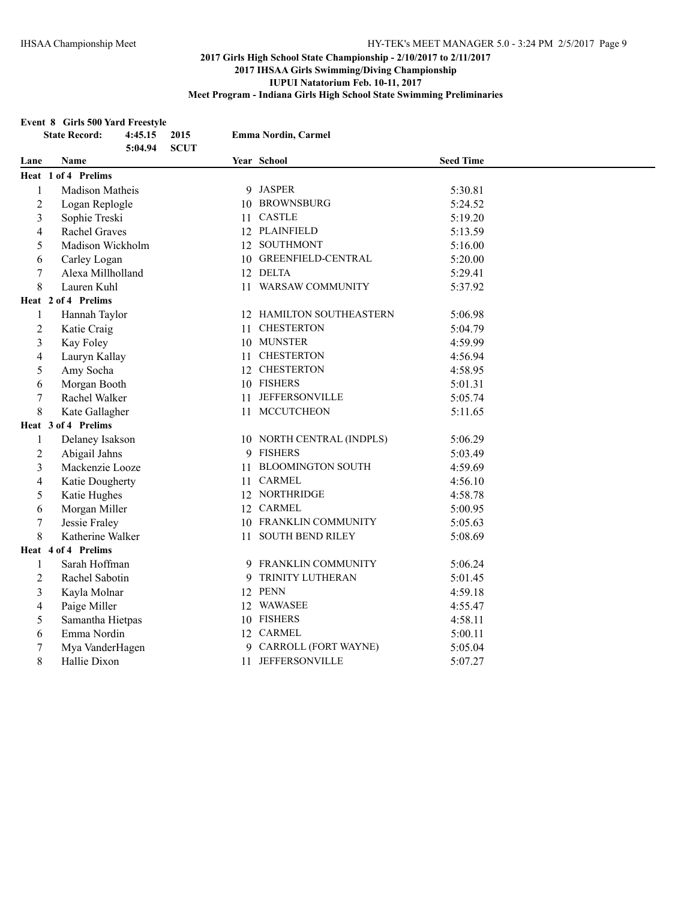**2017 Girls High School State Championship - 2/10/2017 to 2/11/2017**

**2017 IHSAA Girls Swimming/Diving Championship**

**IUPUI Natatorium Feb. 10-11, 2017**

**Meet Program - Indiana Girls High School State Swimming Preliminaries**

## Event 8 Girls 500 Yard Freestyle

| State Record: | 4:45.15 | 2015 | Emma Nordin, Carmel |
|---|---|---|---|
| | 5:04.94 | SCUT | |

| Lane | Name | Year | School | Seed Time |
|---|---|---|---|---|
| **Heat 1 of 4 Prelims** | | | | |
| 1 | Madison Matheis | 9 | JASPER | 5:30.81 |
| 2 | Logan Replogle | 10 | BROWNSBURG | 5:24.52 |
| 3 | Sophie Treski | 11 | CASTLE | 5:19.20 |
| 4 | Rachel Graves | 12 | PLAINFIELD | 5:13.59 |
| 5 | Madison Wickholm | 12 | SOUTHMONT | 5:16.00 |
| 6 | Carley Logan | 10 | GREENFIELD-CENTRAL | 5:20.00 |
| 7 | Alexa Millholland | 12 | DELTA | 5:29.41 |
| 8 | Lauren Kuhl | 11 | WARSAW COMMUNITY | 5:37.92 |
| **Heat 2 of 4 Prelims** | | | | |
| 1 | Hannah Taylor | 12 | HAMILTON SOUTHEASTERN | 5:06.98 |
| 2 | Katie Craig | 11 | CHESTERTON | 5:04.79 |
| 3 | Kay Foley | 10 | MUNSTER | 4:59.99 |
| 4 | Lauryn Kallay | 11 | CHESTERTON | 4:56.94 |
| 5 | Amy Socha | 12 | CHESTERTON | 4:58.95 |
| 6 | Morgan Booth | 10 | FISHERS | 5:01.31 |
| 7 | Rachel Walker | 11 | JEFFERSONVILLE | 5:05.74 |
| 8 | Kate Gallagher | 11 | MCCUTCHEON | 5:11.65 |
| **Heat 3 of 4 Prelims** | | | | |
| 1 | Delaney Isakson | 10 | NORTH CENTRAL (INDPLS) | 5:06.29 |
| 2 | Abigail Jahns | 9 | FISHERS | 5:03.49 |
| 3 | Mackenzie Looze | 11 | BLOOMINGTON SOUTH | 4:59.69 |
| 4 | Katie Dougherty | 11 | CARMEL | 4:56.10 |
| 5 | Katie Hughes | 12 | NORTHRIDGE | 4:58.78 |
| 6 | Morgan Miller | 12 | CARMEL | 5:00.95 |
| 7 | Jessie Fraley | 10 | FRANKLIN COMMUNITY | 5:05.63 |
| 8 | Katherine Walker | 11 | SOUTH BEND RILEY | 5:08.69 |
| **Heat 4 of 4 Prelims** | | | | |
| 1 | Sarah Hoffman | 9 | FRANKLIN COMMUNITY | 5:06.24 |
| 2 | Rachel Sabotin | 9 | TRINITY LUTHERAN | 5:01.45 |
| 3 | Kayla Molnar | 12 | PENN | 4:59.18 |
| 4 | Paige Miller | 12 | WAWASEE | 4:55.47 |
| 5 | Samantha Hietpas | 10 | FISHERS | 4:58.11 |
| 6 | Emma Nordin | 12 | CARMEL | 5:00.11 |
| 7 | Mya VanderHagen | 9 | CARROLL (FORT WAYNE) | 5:05.04 |
| 8 | Hallie Dixon | 11 | JEFFERSONVILLE | 5:07.27 |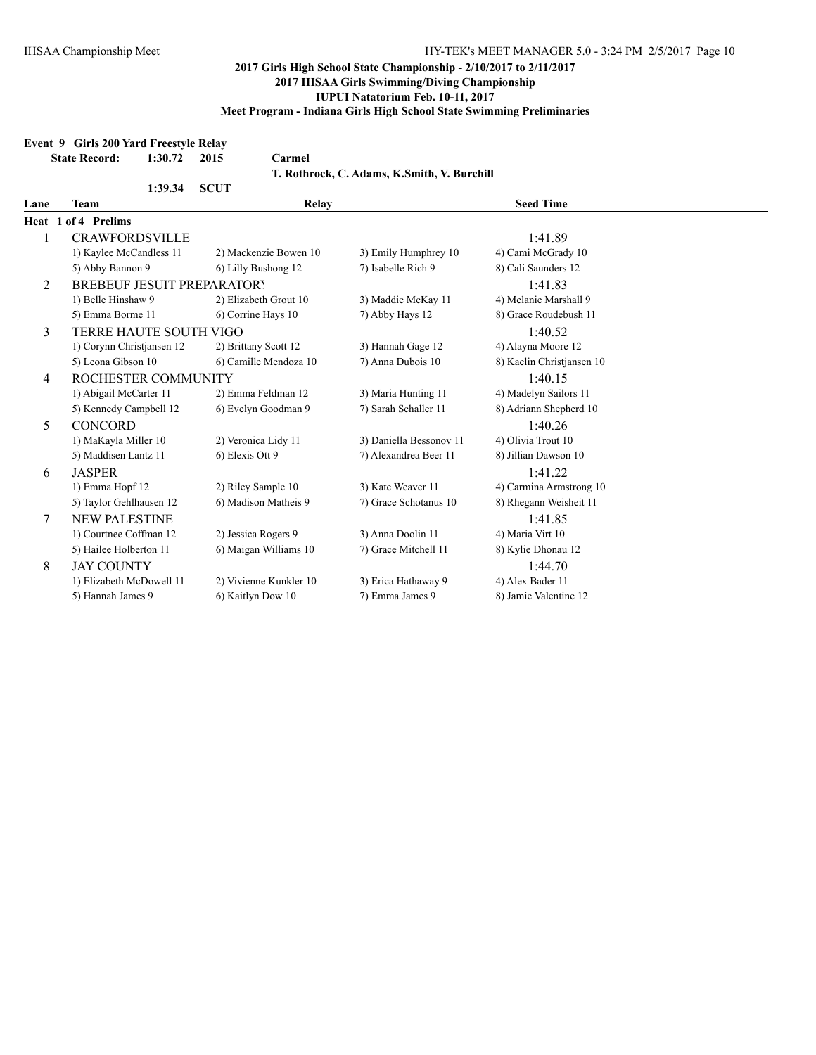**2017 Girls High School State Championship - 2/10/2017 to 2/11/2017**
**2017 IHSAA Girls Swimming/Diving Championship**
**IUPUI Natatorium Feb. 10-11, 2017**
**Meet Program - Indiana Girls High School State Swimming Preliminaries**

**Event 9 Girls 200 Yard Freestyle Relay**

**State Record: 1:30.72 2015 Carmel**
**T. Rothrock, C. Adams, K.Smith, V. Burchill**

**1:39.34 SCUT**

| Lane | Team | Relay | | Seed Time |
|---|---|---|---|---|
| **Heat 1 of 4 Prelims** | | | | |
| 1 | CRAWFORDSVILLE | | | 1:41.89 |
| | 1) Kaylee McCandless 11 | 2) Mackenzie Bowen 10 | 3) Emily Humphrey 10 | 4) Cami McGrady 10 |
| | 5) Abby Bannon 9 | 6) Lilly Bushong 12 | 7) Isabelle Rich 9 | 8) Cali Saunders 12 |
| 2 | BREBEUF JESUIT PREPARATORY | | | 1:41.83 |
| | 1) Belle Hinshaw 9 | 2) Elizabeth Grout 10 | 3) Maddie McKay 11 | 4) Melanie Marshall 9 |
| | 5) Emma Borme 11 | 6) Corrine Hays 10 | 7) Abby Hays 12 | 8) Grace Roudebush 11 |
| 3 | TERRE HAUTE SOUTH VIGO | | | 1:40.52 |
| | 1) Corynn Christjansen 12 | 2) Brittany Scott 12 | 3) Hannah Gage 12 | 4) Alayna Moore 12 |
| | 5) Leona Gibson 10 | 6) Camille Mendoza 10 | 7) Anna Dubois 10 | 8) Kaelin Christjansen 10 |
| 4 | ROCHESTER COMMUNITY | | | 1:40.15 |
| | 1) Abigail McCarter 11 | 2) Emma Feldman 12 | 3) Maria Hunting 11 | 4) Madelyn Sailors 11 |
| | 5) Kennedy Campbell 12 | 6) Evelyn Goodman 9 | 7) Sarah Schaller 11 | 8) Adriann Shepherd 10 |
| 5 | CONCORD | | | 1:40.26 |
| | 1) MaKayla Miller 10 | 2) Veronica Lidy 11 | 3) Daniella Bessonov 11 | 4) Olivia Trout 10 |
| | 5) Maddisen Lantz 11 | 6) Elexis Ott 9 | 7) Alexandrea Beer 11 | 8) Jillian Dawson 10 |
| 6 | JASPER | | | 1:41.22 |
| | 1) Emma Hopf 12 | 2) Riley Sample 10 | 3) Kate Weaver 11 | 4) Carmina Armstrong 10 |
| | 5) Taylor Gehlhausen 12 | 6) Madison Matheis 9 | 7) Grace Schotanus 10 | 8) Rheganne Weisheit 11 |
| 7 | NEW PALESTINE | | | 1:41.85 |
| | 1) Courtnee Coffman 12 | 2) Jessica Rogers 9 | 3) Anna Doolin 11 | 4) Maria Virt 10 |
| | 5) Hailee Holberton 11 | 6) Maigan Williams 10 | 7) Grace Mitchell 11 | 8) Kylie Dhonau 12 |
| 8 | JAY COUNTY | | | 1:44.70 |
| | 1) Elizabeth McDowell 11 | 2) Vivienne Kunkler 10 | 3) Erica Hathaway 9 | 4) Alex Bader 11 |
| | 5) Hannah James 9 | 6) Kaitlyn Dow 10 | 7) Emma James 9 | 8) Jamie Valentine 12 |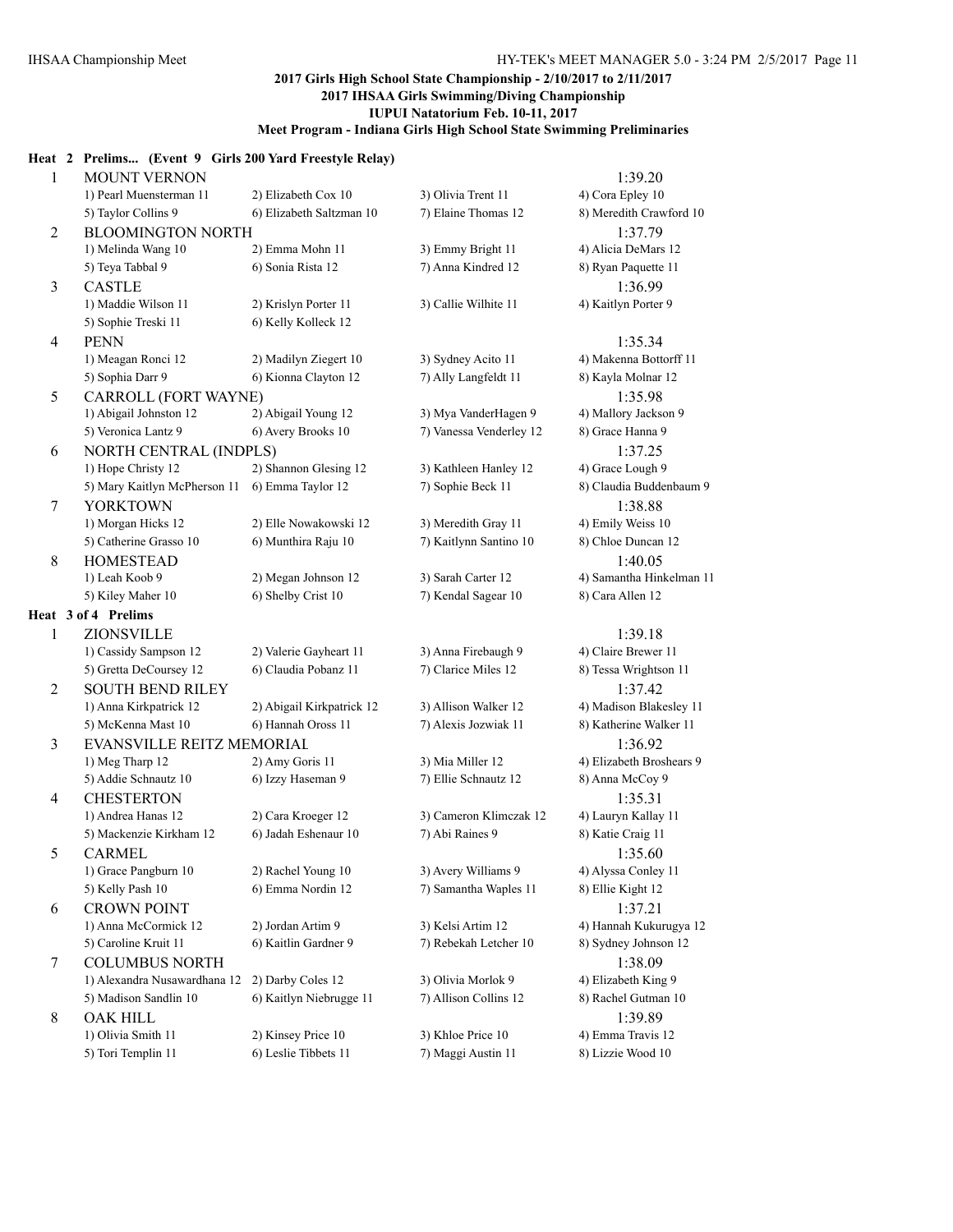## 2017 Girls High School State Championship - 2/10/2017 to 2/11/2017

**2017 IHSAA Girls Swimming/Diving Championship**

**IUPUI Natatorium Feb. 10-11, 2017**

**Meet Program - Indiana Girls High School State Swimming Preliminaries**

### Heat 2 Prelims... (Event 9 Girls 200 Yard Freestyle Relay)

| Lane | Team | | | Seed Time |
|---|---|---|---|---|
| 1 | MOUNT VERNON | | | 1:39.20 |
| | 1) Pearl Muensterman 11 | 2) Elizabeth Cox 10 | 3) Olivia Trent 11 | 4) Cora Epley 10 |
| | 5) Taylor Collins 9 | 6) Elizabeth Saltzman 10 | 7) Elaine Thomas 12 | 8) Meredith Crawford 10 |
| 2 | BLOOMINGTON NORTH | | | 1:37.79 |
| | 1) Melinda Wang 10 | 2) Emma Mohn 11 | 3) Emmy Bright 11 | 4) Alicia DeMars 12 |
| | 5) Teya Tabbal 9 | 6) Sonia Rista 12 | 7) Anna Kindred 12 | 8) Ryan Paquette 11 |
| 3 | CASTLE | | | 1:36.99 |
| | 1) Maddie Wilson 11 | 2) Krislyn Porter 11 | 3) Callie Wilhite 11 | 4) Kaitlyn Porter 9 |
| | 5) Sophie Treski 11 | 6) Kelly Kolleck 12 | | |
| 4 | PENN | | | 1:35.34 |
| | 1) Meagan Ronci 12 | 2) Madilyn Ziegert 10 | 3) Sydney Acito 11 | 4) Makenna Bottorff 11 |
| | 5) Sophia Darr 9 | 6) Kionna Clayton 12 | 7) Ally Langfeldt 11 | 8) Kayla Molnar 12 |
| 5 | CARROLL (FORT WAYNE) | | | 1:35.98 |
| | 1) Abigail Johnston 12 | 2) Abigail Young 12 | 3) Mya VanderHagen 9 | 4) Mallory Jackson 9 |
| | 5) Veronica Lantz 9 | 6) Avery Brooks 10 | 7) Vanessa Venderley 12 | 8) Grace Hanna 9 |
| 6 | NORTH CENTRAL (INDPLS) | | | 1:37.25 |
| | 1) Hope Christy 12 | 2) Shannon Glesing 12 | 3) Kathleen Hanley 12 | 4) Grace Lough 9 |
| | 5) Mary Kaitlyn McPherson 11 | 6) Emma Taylor 12 | 7) Sophie Beck 11 | 8) Claudia Buddenbaum 9 |
| 7 | YORKTOWN | | | 1:38.88 |
| | 1) Morgan Hicks 12 | 2) Elle Nowakowski 12 | 3) Meredith Gray 11 | 4) Emily Weiss 10 |
| | 5) Catherine Grasso 10 | 6) Munthira Raju 10 | 7) Kaitlynn Santino 10 | 8) Chloe Duncan 12 |
| 8 | HOMESTEAD | | | 1:40.05 |
| | 1) Leah Koob 9 | 2) Megan Johnson 12 | 3) Sarah Carter 12 | 4) Samantha Hinkelman 11 |
| | 5) Kiley Maher 10 | 6) Shelby Crist 10 | 7) Kendal Sagear 10 | 8) Cara Allen 12 |

### Heat 3 of 4 Prelims

| Lane | Team | | | Seed Time |
|---|---|---|---|---|
| 1 | ZIONSVILLE | | | 1:39.18 |
| | 1) Cassidy Sampson 12 | 2) Valerie Gayheart 11 | 3) Anna Firebaugh 9 | 4) Claire Brewer 11 |
| | 5) Gretta DeCoursey 12 | 6) Claudia Pobanz 11 | 7) Clarice Miles 12 | 8) Tessa Wrightson 11 |
| 2 | SOUTH BEND RILEY | | | 1:37.42 |
| | 1) Anna Kirkpatrick 12 | 2) Abigail Kirkpatrick 12 | 3) Allison Walker 12 | 4) Madison Blakesley 11 |
| | 5) McKenna Mast 10 | 6) Hannah Oross 11 | 7) Alexis Jozwiak 11 | 8) Katherine Walker 11 |
| 3 | EVANSVILLE REITZ MEMORIAL | | | 1:36.92 |
| | 1) Meg Tharp 12 | 2) Amy Goris 11 | 3) Mia Miller 12 | 4) Elizabeth Broshears 9 |
| | 5) Addie Schnautz 10 | 6) Izzy Haseman 9 | 7) Ellie Schnautz 12 | 8) Anna McCoy 9 |
| 4 | CHESTERTON | | | 1:35.31 |
| | 1) Andrea Hanas 12 | 2) Cara Kroeger 12 | 3) Cameron Klimczak 12 | 4) Lauryn Kallay 11 |
| | 5) Mackenzie Kirkham 12 | 6) Jadah Eshenaur 10 | 7) Abi Raines 9 | 8) Katie Craig 11 |
| 5 | CARMEL | | | 1:35.60 |
| | 1) Grace Pangburn 10 | 2) Rachel Young 10 | 3) Avery Williams 9 | 4) Alyssa Conley 11 |
| | 5) Kelly Pash 10 | 6) Emma Nordin 12 | 7) Samantha Waples 11 | 8) Ellie Kight 12 |
| 6 | CROWN POINT | | | 1:37.21 |
| | 1) Anna McCormick 12 | 2) Jordan Artim 9 | 3) Kelsi Artim 12 | 4) Hannah Kukurugya 12 |
| | 5) Caroline Kruit 11 | 6) Kaitlin Gardner 9 | 7) Rebekah Letcher 10 | 8) Sydney Johnson 12 |
| 7 | COLUMBUS NORTH | | | 1:38.09 |
| | 1) Alexandra Nusawardhana 12 | 2) Darby Coles 12 | 3) Olivia Morlok 9 | 4) Elizabeth King 9 |
| | 5) Madison Sandlin 10 | 6) Kaitlyn Niebrugge 11 | 7) Allison Collins 12 | 8) Rachel Gutman 10 |
| 8 | OAK HILL | | | 1:39.89 |
| | 1) Olivia Smith 11 | 2) Kinsey Price 10 | 3) Khloe Price 10 | 4) Emma Travis 12 |
| | 5) Tori Templin 11 | 6) Leslie Tibbets 11 | 7) Maggi Austin 11 | 8) Lizzie Wood 10 |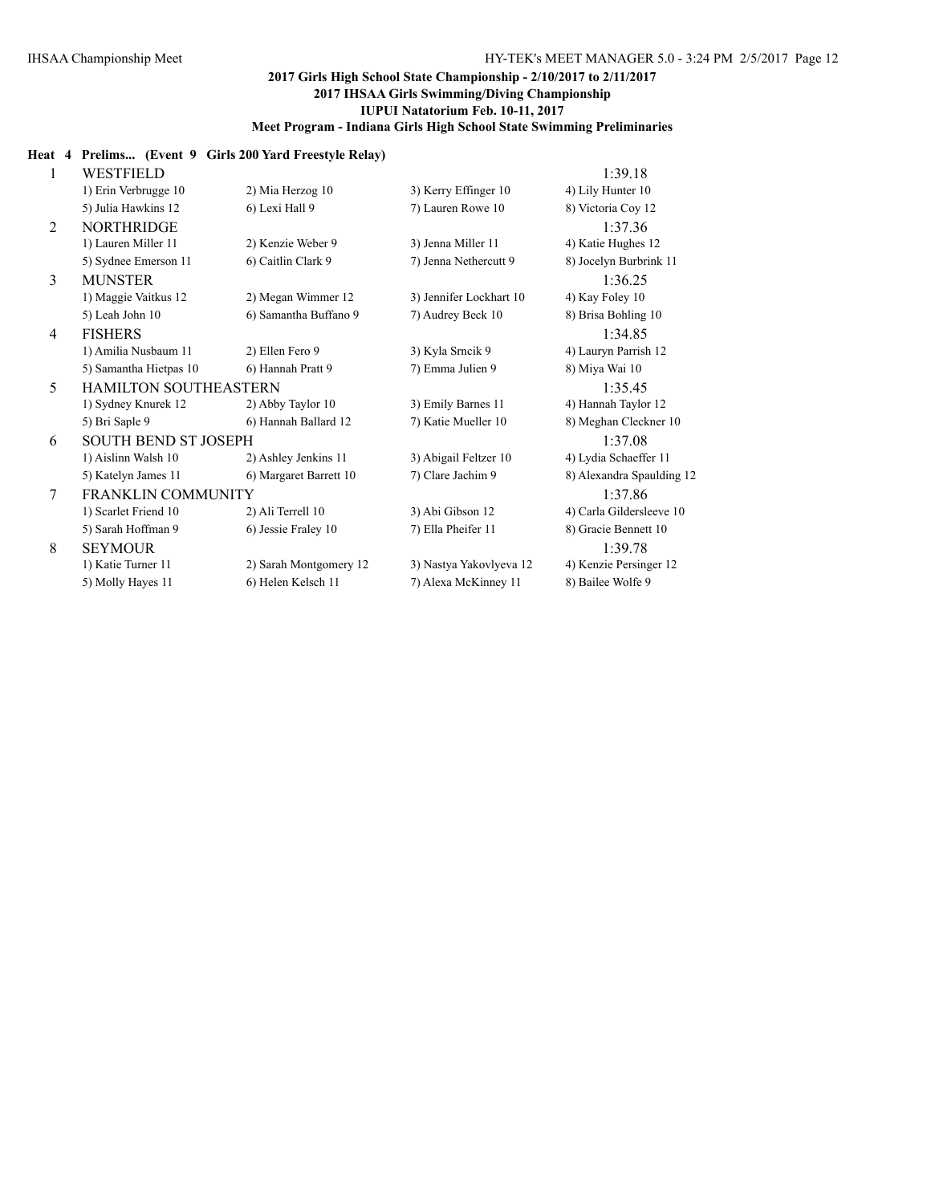**2017 Girls High School State Championship - 2/10/2017 to 2/11/2017**
**2017 IHSAA Girls Swimming/Diving Championship**
**IUPUI Natatorium Feb. 10-11, 2017**
**Meet Program - Indiana Girls High School State Swimming Preliminaries**

**Heat 4 Prelims... (Event 9 Girls 200 Yard Freestyle Relay)**

| Lane | Team | | | Seed Time |
|---|---|---|---|---|
| 1 | WESTFIELD | | | 1:39.18 |
| | 1) Erin Verbrugge 10 | 2) Mia Herzog 10 | 3) Kerry Effinger 10 | 4) Lily Hunter 10 |
| | 5) Julia Hawkins 12 | 6) Lexi Hall 9 | 7) Lauren Rowe 10 | 8) Victoria Coy 12 |
| 2 | NORTHRIDGE | | | 1:37.36 |
| | 1) Lauren Miller 11 | 2) Kenzie Weber 9 | 3) Jenna Miller 11 | 4) Katie Hughes 12 |
| | 5) Sydnee Emerson 11 | 6) Caitlin Clark 9 | 7) Jenna Nethercutt 9 | 8) Jocelyn Burbrink 11 |
| 3 | MUNSTER | | | 1:36.25 |
| | 1) Maggie Vaitkus 12 | 2) Megan Wimmer 12 | 3) Jennifer Lockhart 10 | 4) Kay Foley 10 |
| | 5) Leah John 10 | 6) Samantha Buffano 9 | 7) Audrey Beck 10 | 8) Brisa Bohling 10 |
| 4 | FISHERS | | | 1:34.85 |
| | 1) Amilia Nusbaum 11 | 2) Ellen Fero 9 | 3) Kyla Srncik 9 | 4) Lauryn Parrish 12 |
| | 5) Samantha Hietpas 10 | 6) Hannah Pratt 9 | 7) Emma Julien 9 | 8) Miya Wai 10 |
| 5 | HAMILTON SOUTHEASTERN | | | 1:35.45 |
| | 1) Sydney Knurek 12 | 2) Abby Taylor 10 | 3) Emily Barnes 11 | 4) Hannah Taylor 12 |
| | 5) Bri Saple 9 | 6) Hannah Ballard 12 | 7) Katie Mueller 10 | 8) Meghan Cleckner 10 |
| 6 | SOUTH BEND ST JOSEPH | | | 1:37.08 |
| | 1) Aislinn Walsh 10 | 2) Ashley Jenkins 11 | 3) Abigail Feltzer 10 | 4) Lydia Schaeffer 11 |
| | 5) Katelyn James 11 | 6) Margaret Barrett 10 | 7) Clare Jachim 9 | 8) Alexandra Spaulding 12 |
| 7 | FRANKLIN COMMUNITY | | | 1:37.86 |
| | 1) Scarlet Friend 10 | 2) Ali Terrell 10 | 3) Abi Gibson 12 | 4) Carla Gildersleeve 10 |
| | 5) Sarah Hoffman 9 | 6) Jessie Fraley 10 | 7) Ella Pheifer 11 | 8) Gracie Bennett 10 |
| 8 | SEYMOUR | | | 1:39.78 |
| | 1) Katie Turner 11 | 2) Sarah Montgomery 12 | 3) Nastya Yakovlyeva 12 | 4) Kenzie Persinger 12 |
| | 5) Molly Hayes 11 | 6) Helen Kelsch 11 | 7) Alexa McKinney 11 | 8) Bailee Wolfe 9 |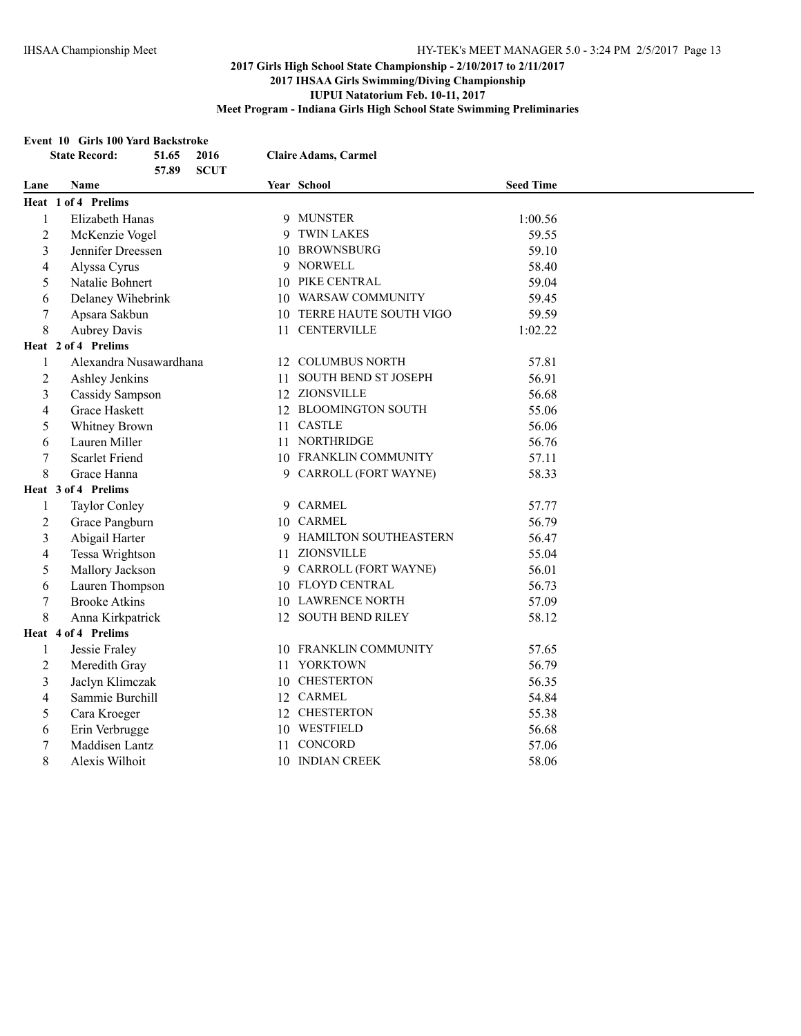**2017 Girls High School State Championship - 2/10/2017 to 2/11/2017**
**2017 IHSAA Girls Swimming/Diving Championship**
**IUPUI Natatorium Feb. 10-11, 2017**
**Meet Program - Indiana Girls High School State Swimming Preliminaries**

**Event 10 Girls 100 Yard Backstroke**

State Record: 51.65 2016 Claire Adams, Carmel
57.89 SCUT

| Lane | Name | Year | School | Seed Time |
|---|---|---|---|---|
| **Heat 1 of 4 Prelims** | | | | |
| 1 | Elizabeth Hanas | 9 | MUNSTER | 1:00.56 |
| 2 | McKenzie Vogel | 9 | TWIN LAKES | 59.55 |
| 3 | Jennifer Dreessen | 10 | BROWNSBURG | 59.10 |
| 4 | Alyssa Cyrus | 9 | NORWELL | 58.40 |
| 5 | Natalie Bohnert | 10 | PIKE CENTRAL | 59.04 |
| 6 | Delaney Wihebrink | 10 | WARSAW COMMUNITY | 59.45 |
| 7 | Apsara Sakbun | 10 | TERRE HAUTE SOUTH VIGO | 59.59 |
| 8 | Aubrey Davis | 11 | CENTERVILLE | 1:02.22 |
| **Heat 2 of 4 Prelims** | | | | |
| 1 | Alexandra Nusawardhana | 12 | COLUMBUS NORTH | 57.81 |
| 2 | Ashley Jenkins | 11 | SOUTH BEND ST JOSEPH | 56.91 |
| 3 | Cassidy Sampson | 12 | ZIONSVILLE | 56.68 |
| 4 | Grace Haskett | 12 | BLOOMINGTON SOUTH | 55.06 |
| 5 | Whitney Brown | 11 | CASTLE | 56.06 |
| 6 | Lauren Miller | 11 | NORTHRIDGE | 56.76 |
| 7 | Scarlet Friend | 10 | FRANKLIN COMMUNITY | 57.11 |
| 8 | Grace Hanna | 9 | CARROLL (FORT WAYNE) | 58.33 |
| **Heat 3 of 4 Prelims** | | | | |
| 1 | Taylor Conley | 9 | CARMEL | 57.77 |
| 2 | Grace Pangburn | 10 | CARMEL | 56.79 |
| 3 | Abigail Harter | 9 | HAMILTON SOUTHEASTERN | 56.47 |
| 4 | Tessa Wrightson | 11 | ZIONSVILLE | 55.04 |
| 5 | Mallory Jackson | 9 | CARROLL (FORT WAYNE) | 56.01 |
| 6 | Lauren Thompson | 10 | FLOYD CENTRAL | 56.73 |
| 7 | Brooke Atkins | 10 | LAWRENCE NORTH | 57.09 |
| 8 | Anna Kirkpatrick | 12 | SOUTH BEND RILEY | 58.12 |
| **Heat 4 of 4 Prelims** | | | | |
| 1 | Jessie Fraley | 10 | FRANKLIN COMMUNITY | 57.65 |
| 2 | Meredith Gray | 11 | YORKTOWN | 56.79 |
| 3 | Jaclyn Klimczak | 10 | CHESTERTON | 56.35 |
| 4 | Sammie Burchill | 12 | CARMEL | 54.84 |
| 5 | Cara Kroeger | 12 | CHESTERTON | 55.38 |
| 6 | Erin Verbrugge | 10 | WESTFIELD | 56.68 |
| 7 | Maddisen Lantz | 11 | CONCORD | 57.06 |
| 8 | Alexis Wilhoit | 10 | INDIAN CREEK | 58.06 |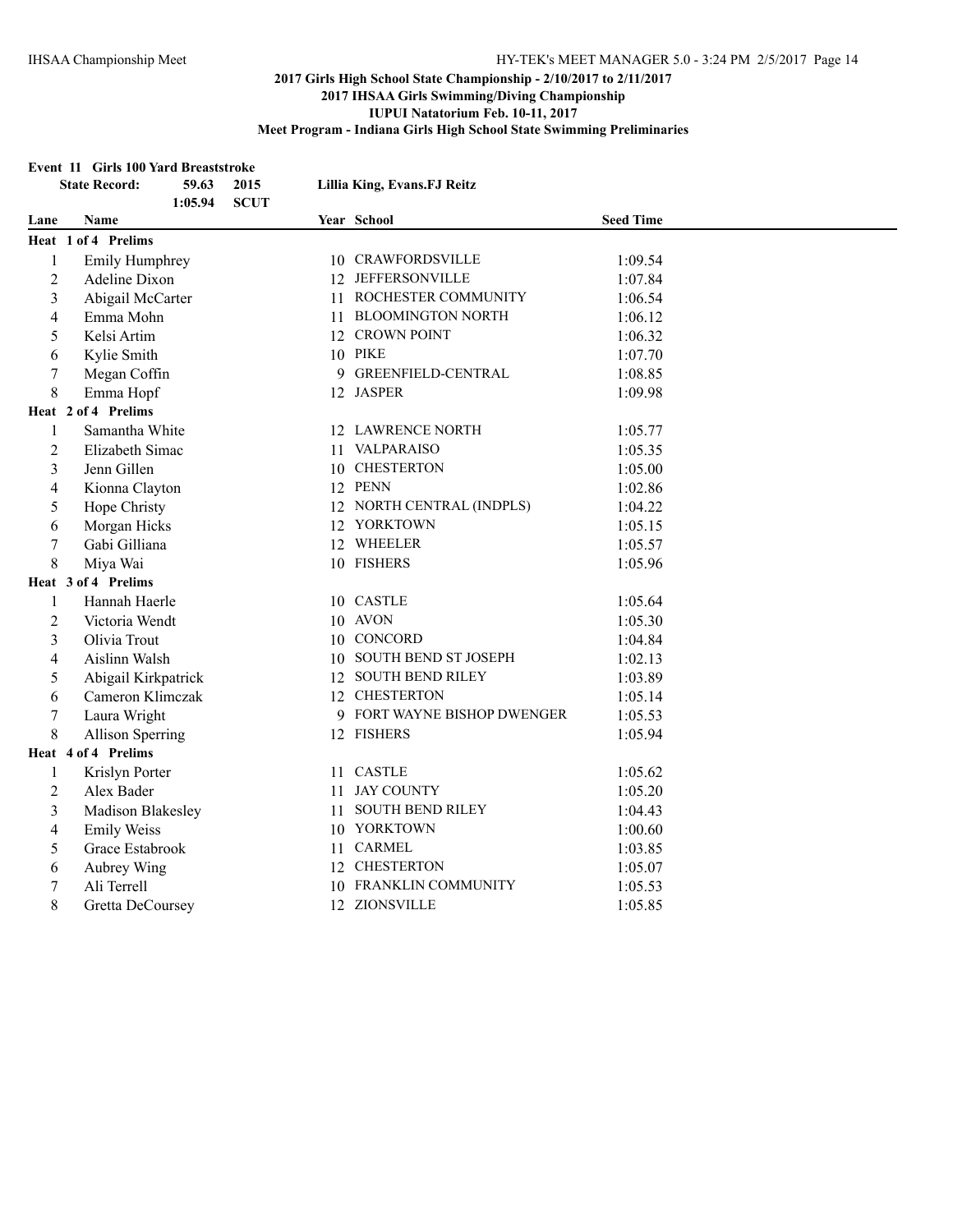## 2017 Girls High School State Championship - 2/10/2017 to 2/11/2017
## 2017 IHSAA Girls Swimming/Diving Championship
## IUPUI Natatorium Feb. 10-11, 2017
## Meet Program - Indiana Girls High School State Swimming Preliminaries

**Event 11 Girls 100 Yard Breaststroke**

| State Record: | 59.63 | 2015 | Lillia King, Evans.FJ Reitz |
|---|---|---|---|
| | 1:05.94 | SCUT | |

| Lane | Name | Year | School | Seed Time |
|---|---|---|---|---|
| **Heat 1 of 4 Prelims** | | | | |
| 1 | Emily Humphrey | 10 | CRAWFORDSVILLE | 1:09.54 |
| 2 | Adeline Dixon | 12 | JEFFERSONVILLE | 1:07.84 |
| 3 | Abigail McCarter | 11 | ROCHESTER COMMUNITY | 1:06.54 |
| 4 | Emma Mohn | 11 | BLOOMINGTON NORTH | 1:06.12 |
| 5 | Kelsi Artim | 12 | CROWN POINT | 1:06.32 |
| 6 | Kylie Smith | 10 | PIKE | 1:07.70 |
| 7 | Megan Coffin | 9 | GREENFIELD-CENTRAL | 1:08.85 |
| 8 | Emma Hopf | 12 | JASPER | 1:09.98 |
| **Heat 2 of 4 Prelims** | | | | |
| 1 | Samantha White | 12 | LAWRENCE NORTH | 1:05.77 |
| 2 | Elizabeth Simac | 11 | VALPARAISO | 1:05.35 |
| 3 | Jenn Gillen | 10 | CHESTERTON | 1:05.00 |
| 4 | Kionna Clayton | 12 | PENN | 1:02.86 |
| 5 | Hope Christy | 12 | NORTH CENTRAL (INDPLS) | 1:04.22 |
| 6 | Morgan Hicks | 12 | YORKTOWN | 1:05.15 |
| 7 | Gabi Gilliana | 12 | WHEELER | 1:05.57 |
| 8 | Miya Wai | 10 | FISHERS | 1:05.96 |
| **Heat 3 of 4 Prelims** | | | | |
| 1 | Hannah Haerle | 10 | CASTLE | 1:05.64 |
| 2 | Victoria Wendt | 10 | AVON | 1:05.30 |
| 3 | Olivia Trout | 10 | CONCORD | 1:04.84 |
| 4 | Aislinn Walsh | 10 | SOUTH BEND ST JOSEPH | 1:02.13 |
| 5 | Abigail Kirkpatrick | 12 | SOUTH BEND RILEY | 1:03.89 |
| 6 | Cameron Klimczak | 12 | CHESTERTON | 1:05.14 |
| 7 | Laura Wright | 9 | FORT WAYNE BISHOP DWENGER | 1:05.53 |
| 8 | Allison Sperring | 12 | FISHERS | 1:05.94 |
| **Heat 4 of 4 Prelims** | | | | |
| 1 | Krislyn Porter | 11 | CASTLE | 1:05.62 |
| 2 | Alex Bader | 11 | JAY COUNTY | 1:05.20 |
| 3 | Madison Blakesley | 11 | SOUTH BEND RILEY | 1:04.43 |
| 4 | Emily Weiss | 10 | YORKTOWN | 1:00.60 |
| 5 | Grace Estabrook | 11 | CARMEL | 1:03.85 |
| 6 | Aubrey Wing | 12 | CHESTERTON | 1:05.07 |
| 7 | Ali Terrell | 10 | FRANKLIN COMMUNITY | 1:05.53 |
| 8 | Gretta DeCoursey | 12 | ZIONSVILLE | 1:05.85 |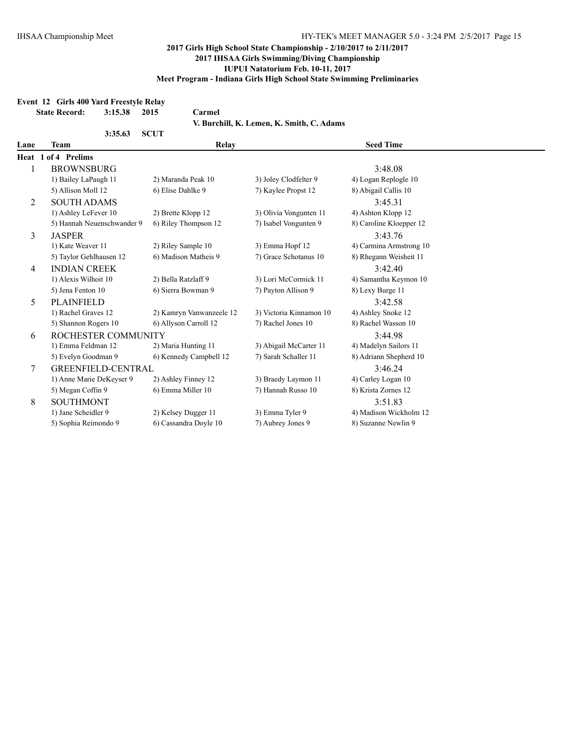**2017 Girls High School State Championship - 2/10/2017 to 2/11/2017**
**2017 IHSAA Girls Swimming/Diving Championship**
**IUPUI Natatorium Feb. 10-11, 2017**
**Meet Program - Indiana Girls High School State Swimming Preliminaries**

**Event 12 Girls 400 Yard Freestyle Relay**

**State Record: 3:15.38 2015 Carmel**
**V. Burchill, K. Lemen, K. Smith, C. Adams**

**3:35.63 SCUT**

| Lane | Team | Relay | | Seed Time |
|---|---|---|---|---|
| **Heat 1 of 4 Prelims** | | | | |
| 1 | BROWNSBURG | | | 3:48.08 |
| | 1) Bailey LaPaugh 11 | 2) Maranda Peak 10 | 3) Joley Clodfelter 9 | 4) Logan Replogle 10 |
| | 5) Allison Moll 12 | 6) Elise Dahlke 9 | 7) Kaylee Propst 12 | 8) Abigail Callis 10 |
| 2 | SOUTH ADAMS | | | 3:45.31 |
| | 1) Ashley LeFever 10 | 2) Brette Klopp 12 | 3) Olivia Vongunten 11 | 4) Ashton Klopp 12 |
| | 5) Hannah Neuenschwander 9 | 6) Riley Thompson 12 | 7) Isabel Vongunten 9 | 8) Caroline Kloepper 12 |
| 3 | JASPER | | | 3:43.76 |
| | 1) Kate Weaver 11 | 2) Riley Sample 10 | 3) Emma Hopf 12 | 4) Carmina Armstrong 10 |
| | 5) Taylor Gehlhausen 12 | 6) Madison Matheis 9 | 7) Grace Schotanus 10 | 8) Rhegann Weisheit 11 |
| 4 | INDIAN CREEK | | | 3:42.40 |
| | 1) Alexis Wilhoit 10 | 2) Bella Ratzlaff 9 | 3) Lori McCormick 11 | 4) Samantha Keymon 10 |
| | 5) Jena Fenton 10 | 6) Sierra Bowman 9 | 7) Payton Allison 9 | 8) Lexy Burge 11 |
| 5 | PLAINFIELD | | | 3:42.58 |
| | 1) Rachel Graves 12 | 2) Kamryn Vanwanzeele 12 | 3) Victoria Kinnamon 10 | 4) Ashley Snoke 12 |
| | 5) Shannon Rogers 10 | 6) Allyson Carroll 12 | 7) Rachel Jones 10 | 8) Rachel Wasson 10 |
| 6 | ROCHESTER COMMUNITY | | | 3:44.98 |
| | 1) Emma Feldman 12 | 2) Maria Hunting 11 | 3) Abigail McCarter 11 | 4) Madelyn Sailors 11 |
| | 5) Evelyn Goodman 9 | 6) Kennedy Campbell 12 | 7) Sarah Schaller 11 | 8) Adriann Shepherd 10 |
| 7 | GREENFIELD-CENTRAL | | | 3:46.24 |
| | 1) Anne Marie DeKeyser 9 | 2) Ashley Finney 12 | 3) Braedy Laymon 11 | 4) Carley Logan 10 |
| | 5) Megan Coffin 9 | 6) Emma Miller 10 | 7) Hannah Russo 10 | 8) Krista Zornes 12 |
| 8 | SOUTHMONT | | | 3:51.83 |
| | 1) Jane Scheidler 9 | 2) Kelsey Dugger 11 | 3) Emma Tyler 9 | 4) Madison Wickholm 12 |
| | 5) Sophia Reimondo 9 | 6) Cassandra Doyle 10 | 7) Aubrey Jones 9 | 8) Suzanne Newlin 9 |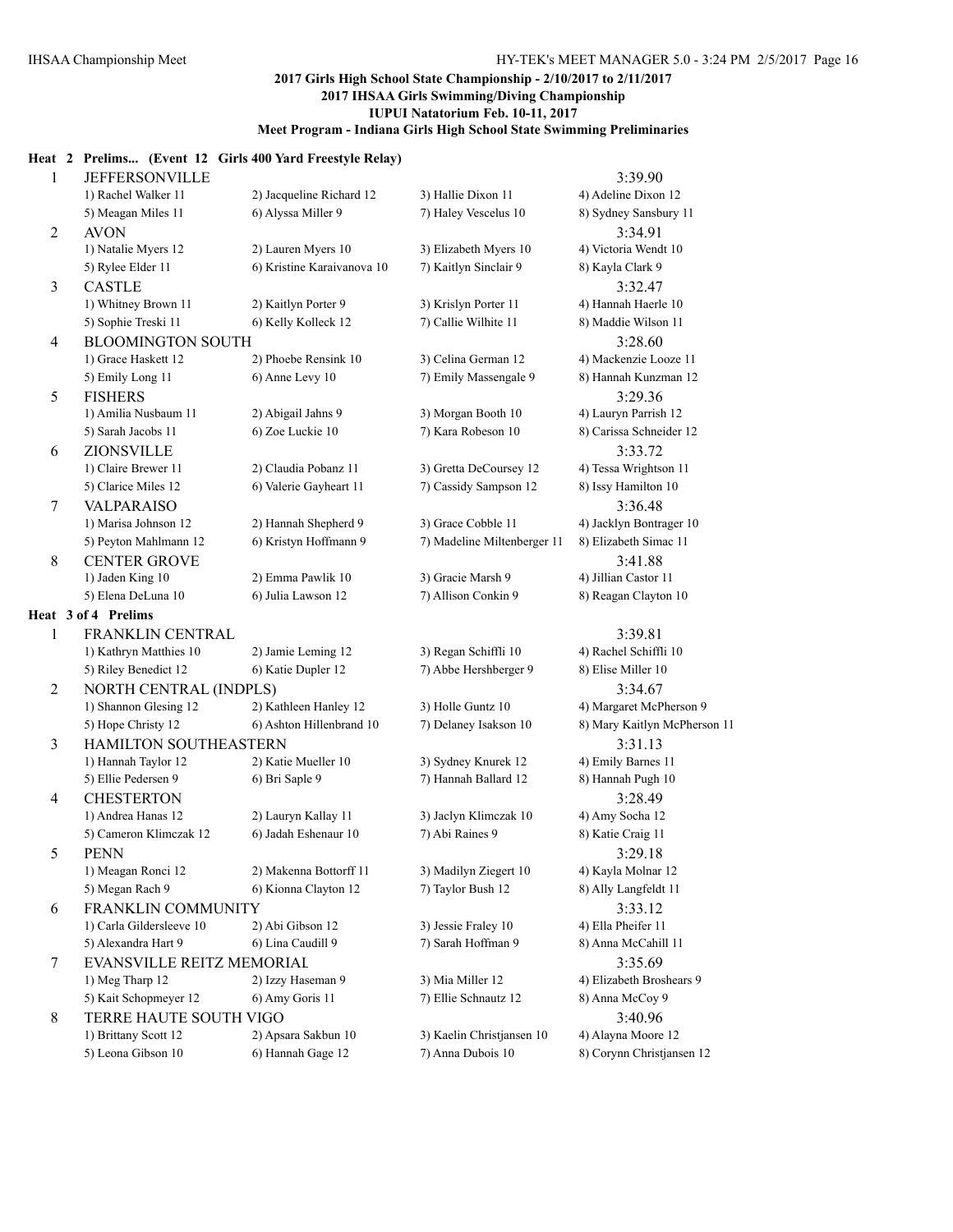## 2017 Girls High School State Championship - 2/10/2017 to 2/11/2017
## 2017 IHSAA Girls Swimming/Diving Championship
### IUPUI Natatorium Feb. 10-11, 2017
### Meet Program - Indiana Girls High School State Swimming Preliminaries

**Heat 2 Prelims... (Event 12 Girls 400 Yard Freestyle Relay)**

| Lane | Team | | | Seed Time |
|---|---|---|---|---|
| 1 | JEFFERSONVILLE | | | 3:39.90 |
| | 1) Rachel Walker 11 | 2) Jacqueline Richard 12 | 3) Hallie Dixon 11 | 4) Adeline Dixon 12 |
| | 5) Meagan Miles 11 | 6) Alyssa Miller 9 | 7) Haley Vescelus 10 | 8) Sydney Sansbury 11 |
| 2 | AVON | | | 3:34.91 |
| | 1) Natalie Myers 12 | 2) Lauren Myers 10 | 3) Elizabeth Myers 10 | 4) Victoria Wendt 10 |
| | 5) Rylee Elder 11 | 6) Kristine Karaivanova 10 | 7) Kaitlyn Sinclair 9 | 8) Kayla Clark 9 |
| 3 | CASTLE | | | 3:32.47 |
| | 1) Whitney Brown 11 | 2) Kaitlyn Porter 9 | 3) Krislyn Porter 11 | 4) Hannah Haerle 10 |
| | 5) Sophie Treski 11 | 6) Kelly Kolleck 12 | 7) Callie Wilhite 11 | 8) Maddie Wilson 11 |
| 4 | BLOOMINGTON SOUTH | | | 3:28.60 |
| | 1) Grace Haskett 12 | 2) Phoebe Rensink 10 | 3) Celina German 12 | 4) Mackenzie Looze 11 |
| | 5) Emily Long 11 | 6) Anne Levy 10 | 7) Emily Massengale 9 | 8) Hannah Kunzman 12 |
| 5 | FISHERS | | | 3:29.36 |
| | 1) Amilia Nusbaum 11 | 2) Abigail Jahns 9 | 3) Morgan Booth 10 | 4) Lauryn Parrish 12 |
| | 5) Sarah Jacobs 11 | 6) Zoe Luckie 10 | 7) Kara Robeson 10 | 8) Carissa Schneider 12 |
| 6 | ZIONSVILLE | | | 3:33.72 |
| | 1) Claire Brewer 11 | 2) Claudia Pobanz 11 | 3) Gretta DeCoursey 12 | 4) Tessa Wrightson 11 |
| | 5) Clarice Miles 12 | 6) Valerie Gayheart 11 | 7) Cassidy Sampson 12 | 8) Issy Hamilton 10 |
| 7 | VALPARAISO | | | 3:36.48 |
| | 1) Marisa Johnson 12 | 2) Hannah Shepherd 9 | 3) Grace Cobble 11 | 4) Jacklyn Bontrager 10 |
| | 5) Peyton Mahlmann 12 | 6) Kristyn Hoffmann 9 | 7) Madeline Miltenberger 11 | 8) Elizabeth Simac 11 |
| 8 | CENTER GROVE | | | 3:41.88 |
| | 1) Jaden King 10 | 2) Emma Pawlik 10 | 3) Gracie Marsh 9 | 4) Jillian Castor 11 |
| | 5) Elena DeLuna 10 | 6) Julia Lawson 12 | 7) Allison Conkin 9 | 8) Reagan Clayton 10 |

**Heat 3 of 4 Prelims**

| Lane | Team | | | Seed Time |
|---|---|---|---|---|
| 1 | FRANKLIN CENTRAL | | | 3:39.81 |
| | 1) Kathryn Matthies 10 | 2) Jamie Leming 12 | 3) Regan Schiffli 10 | 4) Rachel Schiffli 10 |
| | 5) Riley Benedict 12 | 6) Katie Dupler 12 | 7) Abbe Hershberger 9 | 8) Elise Miller 10 |
| 2 | NORTH CENTRAL (INDPLS) | | | 3:34.67 |
| | 1) Shannon Glesing 12 | 2) Kathleen Hanley 12 | 3) Holle Guntz 10 | 4) Margaret McPherson 9 |
| | 5) Hope Christy 12 | 6) Ashton Hillenbrand 10 | 7) Delaney Isakson 10 | 8) Mary Kaitlyn McPherson 11 |
| 3 | HAMILTON SOUTHEASTERN | | | 3:31.13 |
| | 1) Hannah Taylor 12 | 2) Katie Mueller 10 | 3) Sydney Knurek 12 | 4) Emily Barnes 11 |
| | 5) Ellie Pedersen 9 | 6) Bri Saple 9 | 7) Hannah Ballard 12 | 8) Hannah Pugh 10 |
| 4 | CHESTERTON | | | 3:28.49 |
| | 1) Andrea Hanas 12 | 2) Lauryn Kallay 11 | 3) Jaclyn Klimczak 10 | 4) Amy Socha 12 |
| | 5) Cameron Klimczak 12 | 6) Jadah Eshenaur 10 | 7) Abi Raines 9 | 8) Katie Craig 11 |
| 5 | PENN | | | 3:29.18 |
| | 1) Meagan Ronci 12 | 2) Makenna Bottorff 11 | 3) Madilyn Ziegert 10 | 4) Kayla Molnar 12 |
| | 5) Megan Rach 9 | 6) Kionna Clayton 12 | 7) Taylor Bush 12 | 8) Ally Langfeldt 11 |
| 6 | FRANKLIN COMMUNITY | | | 3:33.12 |
| | 1) Carla Gildersleeve 10 | 2) Abi Gibson 12 | 3) Jessie Fraley 10 | 4) Ella Pheifer 11 |
| | 5) Alexandra Hart 9 | 6) Lina Caudill 9 | 7) Sarah Hoffman 9 | 8) Anna McCahill 11 |
| 7 | EVANSVILLE REITZ MEMORIAL | | | 3:35.69 |
| | 1) Meg Tharp 12 | 2) Izzy Haseman 9 | 3) Mia Miller 12 | 4) Elizabeth Broshears 9 |
| | 5) Kait Schopmeyer 12 | 6) Amy Goris 11 | 7) Ellie Schnautz 12 | 8) Anna McCoy 9 |
| 8 | TERRE HAUTE SOUTH VIGO | | | 3:40.96 |
| | 1) Brittany Scott 12 | 2) Apsara Sakbun 10 | 3) Kaelin Christjansen 10 | 4) Alayna Moore 12 |
| | 5) Leona Gibson 10 | 6) Hannah Gage 12 | 7) Anna Dubois 10 | 8) Corynn Christjansen 12 |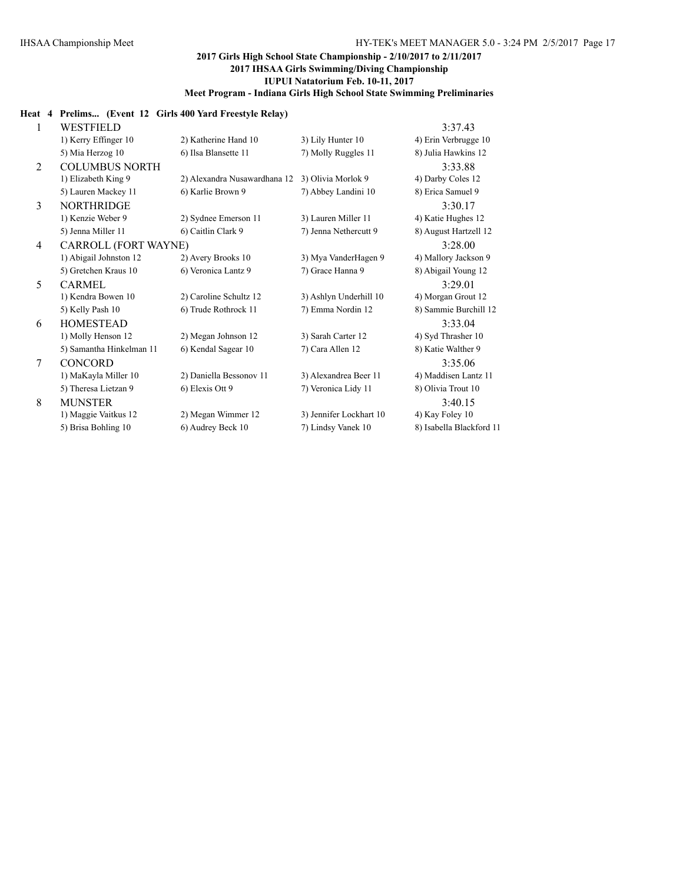**2017 Girls High School State Championship - 2/10/2017 to 2/11/2017**
**2017 IHSAA Girls Swimming/Diving Championship**
**IUPUI Natatorium Feb. 10-11, 2017**
**Meet Program - Indiana Girls High School State Swimming Preliminaries**

**Heat 4 Prelims... (Event 12 Girls 400 Yard Freestyle Relay)**

| | | | | |
|---|---|---|---|---|
| 1 | WESTFIELD | | | 3:37.43 |
| | 1) Kerry Effinger 10 | 2) Katherine Hand 10 | 3) Lily Hunter 10 | 4) Erin Verbrugge 10 |
| | 5) Mia Herzog 10 | 6) Ilsa Blansette 11 | 7) Molly Ruggles 11 | 8) Julia Hawkins 12 |
| 2 | COLUMBUS NORTH | | | 3:33.88 |
| | 1) Elizabeth King 9 | 2) Alexandra Nusawardhana 12 | 3) Olivia Morlok 9 | 4) Darby Coles 12 |
| | 5) Lauren Mackey 11 | 6) Karlie Brown 9 | 7) Abbey Landini 10 | 8) Erica Samuel 9 |
| 3 | NORTHRIDGE | | | 3:30.17 |
| | 1) Kenzie Weber 9 | 2) Sydnee Emerson 11 | 3) Lauren Miller 11 | 4) Katie Hughes 12 |
| | 5) Jenna Miller 11 | 6) Caitlin Clark 9 | 7) Jenna Nethercutt 9 | 8) August Hartzell 12 |
| 4 | CARROLL (FORT WAYNE) | | | 3:28.00 |
| | 1) Abigail Johnston 12 | 2) Avery Brooks 10 | 3) Mya VanderHagen 9 | 4) Mallory Jackson 9 |
| | 5) Gretchen Kraus 10 | 6) Veronica Lantz 9 | 7) Grace Hanna 9 | 8) Abigail Young 12 |
| 5 | CARMEL | | | 3:29.01 |
| | 1) Kendra Bowen 10 | 2) Caroline Schultz 12 | 3) Ashlyn Underhill 10 | 4) Morgan Grout 12 |
| | 5) Kelly Pash 10 | 6) Trude Rothrock 11 | 7) Emma Nordin 12 | 8) Sammie Burchill 12 |
| 6 | HOMESTEAD | | | 3:33.04 |
| | 1) Molly Henson 12 | 2) Megan Johnson 12 | 3) Sarah Carter 12 | 4) Syd Thrasher 10 |
| | 5) Samantha Hinkelman 11 | 6) Kendal Sagear 10 | 7) Cara Allen 12 | 8) Katie Walther 9 |
| 7 | CONCORD | | | 3:35.06 |
| | 1) MaKayla Miller 10 | 2) Daniella Bessonov 11 | 3) Alexandrea Beer 11 | 4) Maddisen Lantz 11 |
| | 5) Theresa Lietzan 9 | 6) Elexis Ott 9 | 7) Veronica Lidy 11 | 8) Olivia Trout 10 |
| 8 | MUNSTER | | | 3:40.15 |
| | 1) Maggie Vaitkus 12 | 2) Megan Wimmer 12 | 3) Jennifer Lockhart 10 | 4) Kay Foley 10 |
| | 5) Brisa Bohling 10 | 6) Audrey Beck 10 | 7) Lindsy Vanek 10 | 8) Isabella Blackford 11 |